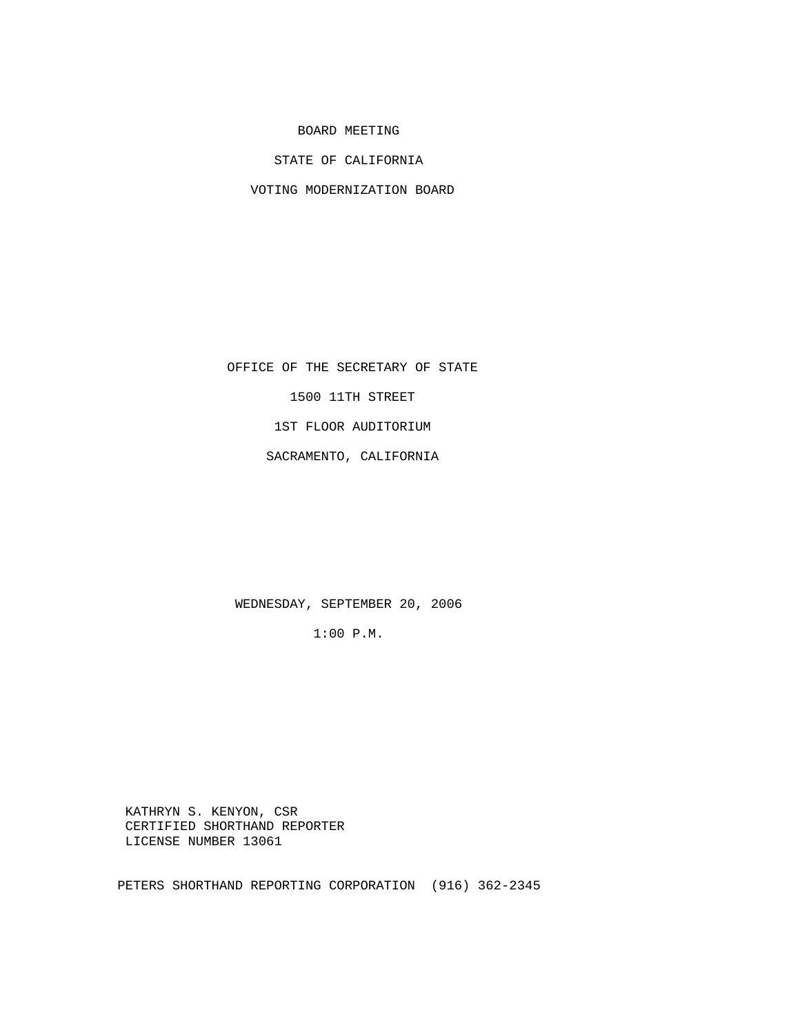BOARD MEETING

STATE OF CALIFORNIA

VOTING MODERNIZATION BOARD

OFFICE OF THE SECRETARY OF STATE

1500 11TH STREET

1ST FLOOR AUDITORIUM

SACRAMENTO, CALIFORNIA

WEDNESDAY, SEPTEMBER 20, 2006

1:00 P.M.

KATHRYN S. KENYON, CSR
CERTIFIED SHORTHAND REPORTER
LICENSE NUMBER 13061

PETERS SHORTHAND REPORTING CORPORATION (916) 362-2345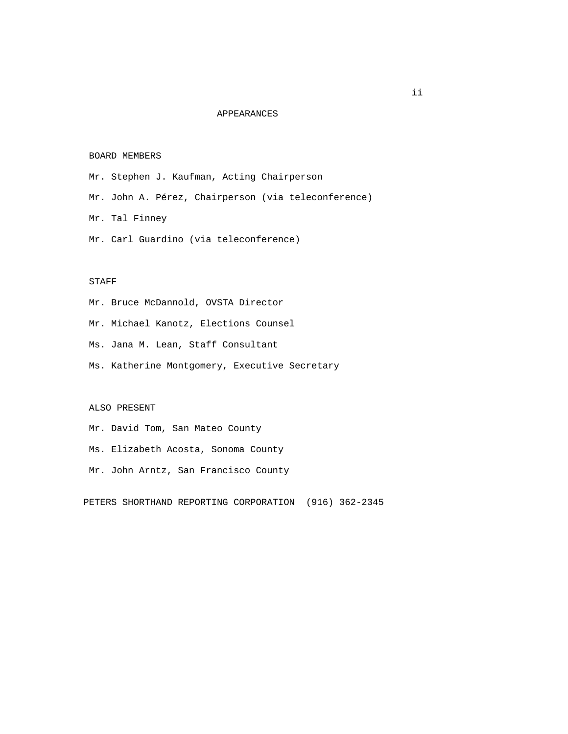# APPEARANCES

## BOARD MEMBERS

Mr. Stephen J. Kaufman, Acting Chairperson

Mr. John A. Pérez, Chairperson (via teleconference)

Mr. Tal Finney

Mr. Carl Guardino (via teleconference)

## STAFF

Mr. Bruce McDannold, OVSTA Director

Mr. Michael Kanotz, Elections Counsel

Ms. Jana M. Lean, Staff Consultant

Ms. Katherine Montgomery, Executive Secretary

## ALSO PRESENT

Mr. David Tom, San Mateo County

Ms. Elizabeth Acosta, Sonoma County

Mr. John Arntz, San Francisco County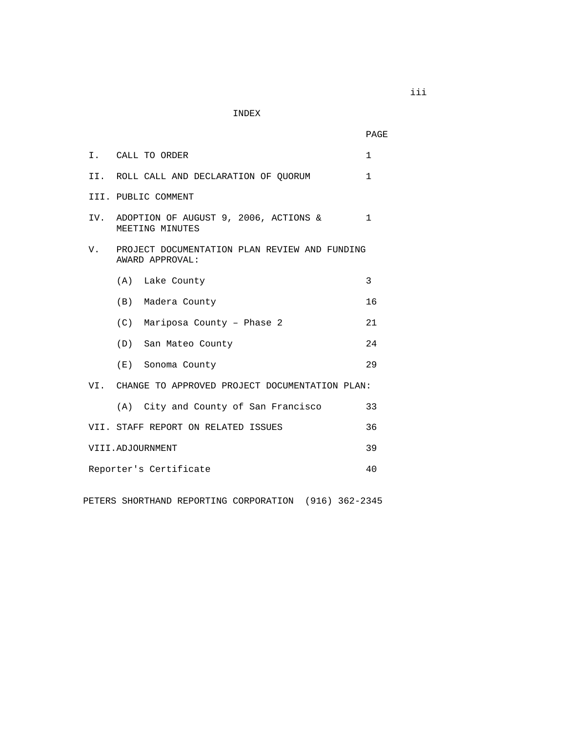# INDEX

| | | PAGE |
|---|---|---|
| I. | CALL TO ORDER | 1 |
| II. | ROLL CALL AND DECLARATION OF QUORUM | 1 |
| III. | PUBLIC COMMENT | |
| IV. | ADOPTION OF AUGUST 9, 2006, ACTIONS & MEETING MINUTES | 1 |
| V. | PROJECT DOCUMENTATION PLAN REVIEW AND FUNDING AWARD APPROVAL: | |
| | (A) Lake County | 3 |
| | (B) Madera County | 16 |
| | (C) Mariposa County – Phase 2 | 21 |
| | (D) San Mateo County | 24 |
| | (E) Sonoma County | 29 |
| VI. | CHANGE TO APPROVED PROJECT DOCUMENTATION PLAN: | |
| | (A) City and County of San Francisco | 33 |
| VII. | STAFF REPORT ON RELATED ISSUES | 36 |
| VIII. | ADJOURNMENT | 39 |
| | Reporter's Certificate | 40 |

PETERS SHORTHAND REPORTING CORPORATION (916) 362-2345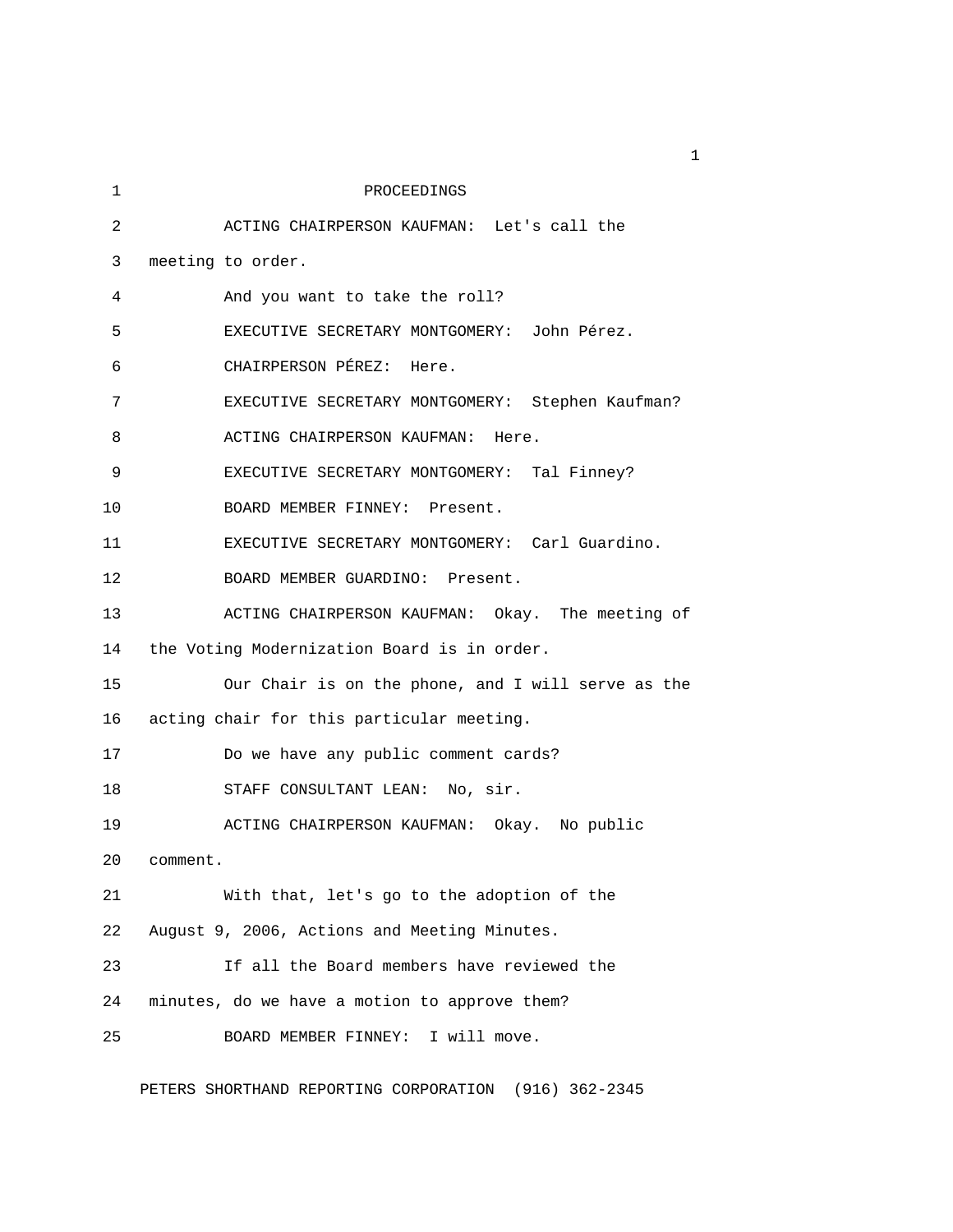# PROCEEDINGS

ACTING CHAIRPERSON KAUFMAN: Let's call the meeting to order.

And you want to take the roll?

EXECUTIVE SECRETARY MONTGOMERY: John Pérez.

CHAIRPERSON PÉREZ: Here.

EXECUTIVE SECRETARY MONTGOMERY: Stephen Kaufman?

ACTING CHAIRPERSON KAUFMAN: Here.

EXECUTIVE SECRETARY MONTGOMERY: Tal Finney?

BOARD MEMBER FINNEY: Present.

EXECUTIVE SECRETARY MONTGOMERY: Carl Guardino.

BOARD MEMBER GUARDINO: Present.

ACTING CHAIRPERSON KAUFMAN: Okay. The meeting of the Voting Modernization Board is in order.

Our Chair is on the phone, and I will serve as the acting chair for this particular meeting.

Do we have any public comment cards?

STAFF CONSULTANT LEAN: No, sir.

ACTING CHAIRPERSON KAUFMAN: Okay. No public comment.

With that, let's go to the adoption of the August 9, 2006, Actions and Meeting Minutes.

If all the Board members have reviewed the minutes, do we have a motion to approve them?

BOARD MEMBER FINNEY: I will move.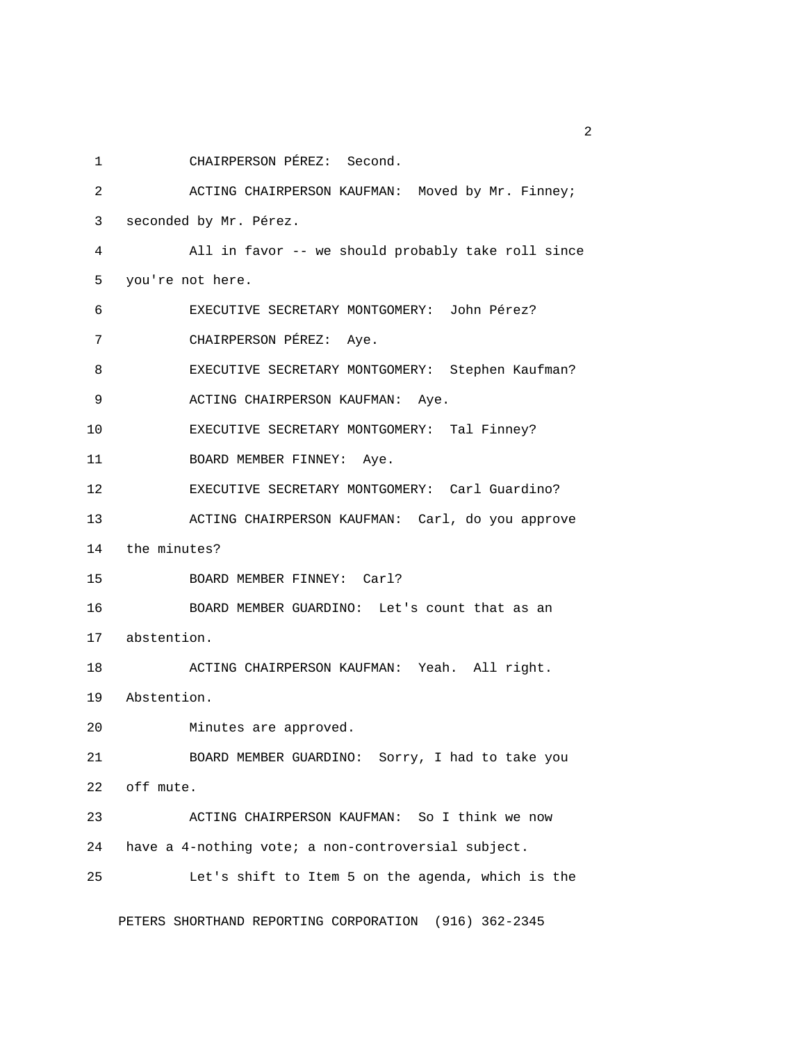CHAIRPERSON PÉREZ: Second.

ACTING CHAIRPERSON KAUFMAN: Moved by Mr. Finney; seconded by Mr. Pérez.

All in favor -- we should probably take roll since you're not here.

EXECUTIVE SECRETARY MONTGOMERY: John Pérez?

CHAIRPERSON PÉREZ: Aye.

EXECUTIVE SECRETARY MONTGOMERY: Stephen Kaufman?

ACTING CHAIRPERSON KAUFMAN: Aye.

EXECUTIVE SECRETARY MONTGOMERY: Tal Finney?

BOARD MEMBER FINNEY: Aye.

EXECUTIVE SECRETARY MONTGOMERY: Carl Guardino?

ACTING CHAIRPERSON KAUFMAN: Carl, do you approve the minutes?

BOARD MEMBER FINNEY: Carl?

BOARD MEMBER GUARDINO: Let's count that as an abstention.

ACTING CHAIRPERSON KAUFMAN: Yeah. All right. Abstention.

Minutes are approved.

BOARD MEMBER GUARDINO: Sorry, I had to take you off mute.

ACTING CHAIRPERSON KAUFMAN: So I think we now have a 4-nothing vote; a non-controversial subject.

Let's shift to Item 5 on the agenda, which is the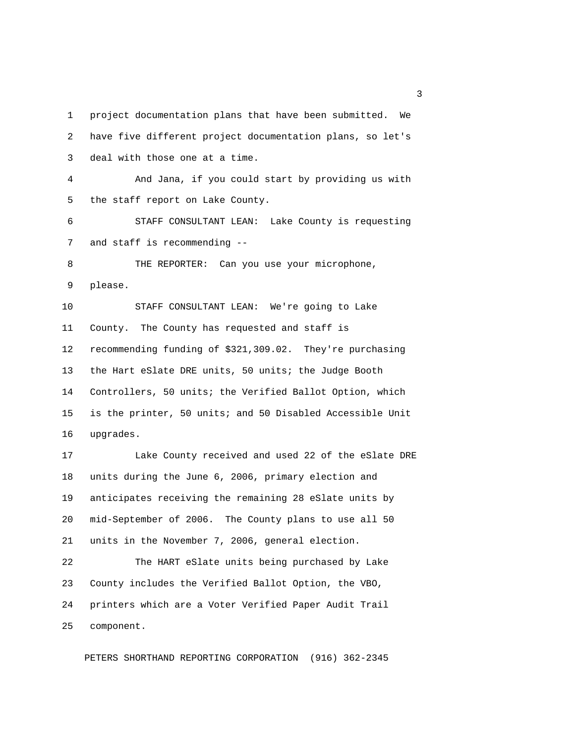project documentation plans that have been submitted. We have five different project documentation plans, so let's deal with those one at a time.

And Jana, if you could start by providing us with the staff report on Lake County.

STAFF CONSULTANT LEAN: Lake County is requesting and staff is recommending --

THE REPORTER: Can you use your microphone, please.

STAFF CONSULTANT LEAN: We're going to Lake County. The County has requested and staff is recommending funding of $321,309.02. They're purchasing the Hart eSlate DRE units, 50 units; the Judge Booth Controllers, 50 units; the Verified Ballot Option, which is the printer, 50 units; and 50 Disabled Accessible Unit upgrades.

Lake County received and used 22 of the eSlate DRE units during the June 6, 2006, primary election and anticipates receiving the remaining 28 eSlate units by mid-September of 2006. The County plans to use all 50 units in the November 7, 2006, general election.

The HART eSlate units being purchased by Lake County includes the Verified Ballot Option, the VBO, printers which are a Voter Verified Paper Audit Trail component.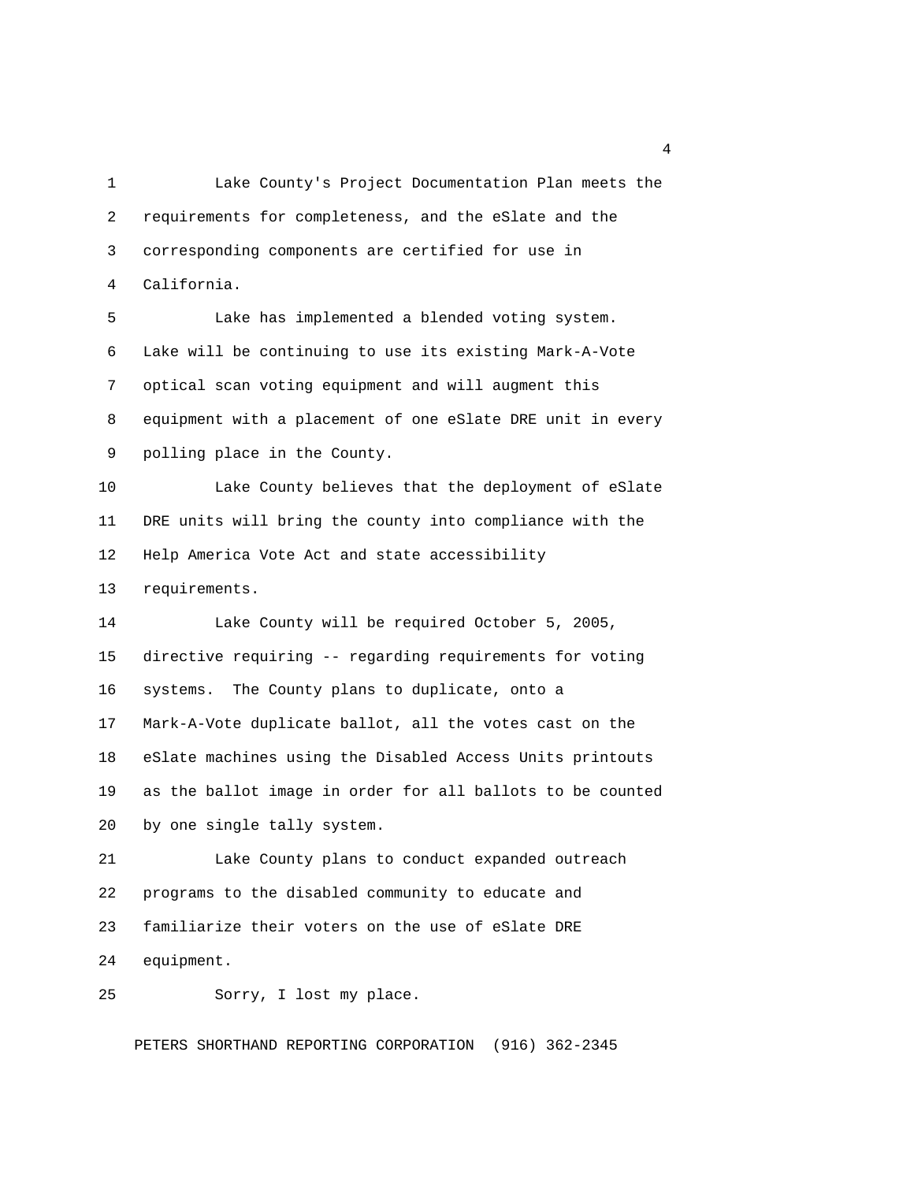Lake County's Project Documentation Plan meets the requirements for completeness, and the eSlate and the corresponding components are certified for use in California.

Lake has implemented a blended voting system. Lake will be continuing to use its existing Mark-A-Vote optical scan voting equipment and will augment this equipment with a placement of one eSlate DRE unit in every polling place in the County.

Lake County believes that the deployment of eSlate DRE units will bring the county into compliance with the Help America Vote Act and state accessibility requirements.

Lake County will be required October 5, 2005, directive requiring -- regarding requirements for voting systems. The County plans to duplicate, onto a Mark-A-Vote duplicate ballot, all the votes cast on the eSlate machines using the Disabled Access Units printouts as the ballot image in order for all ballots to be counted by one single tally system.

Lake County plans to conduct expanded outreach programs to the disabled community to educate and familiarize their voters on the use of eSlate DRE equipment.

Sorry, I lost my place.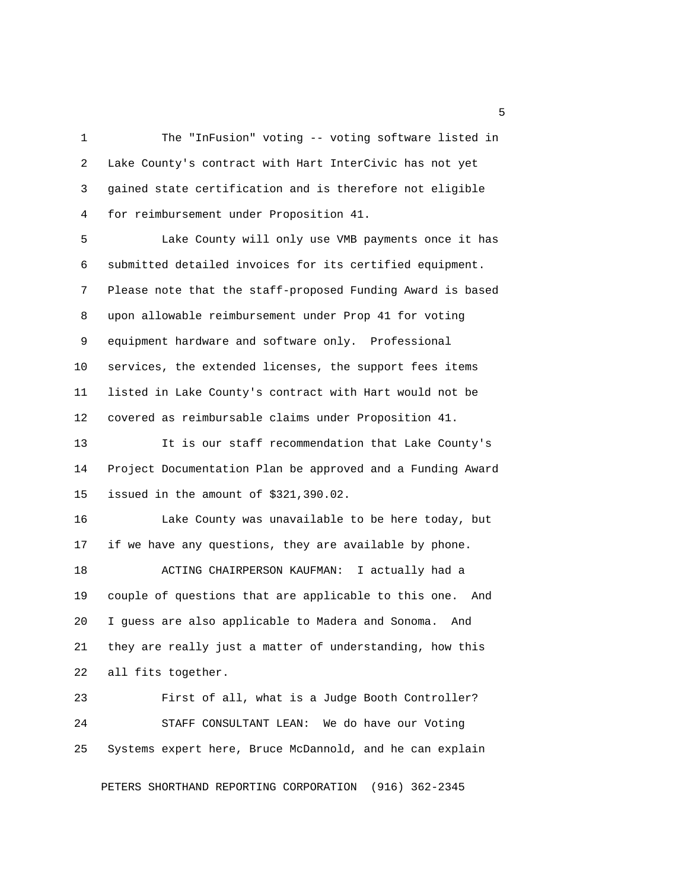The "InFusion" voting -- voting software listed in Lake County's contract with Hart InterCivic has not yet gained state certification and is therefore not eligible for reimbursement under Proposition 41.

Lake County will only use VMB payments once it has submitted detailed invoices for its certified equipment. Please note that the staff-proposed Funding Award is based upon allowable reimbursement under Prop 41 for voting equipment hardware and software only. Professional services, the extended licenses, the support fees items listed in Lake County's contract with Hart would not be covered as reimbursable claims under Proposition 41.

It is our staff recommendation that Lake County's Project Documentation Plan be approved and a Funding Award issued in the amount of $321,390.02.

Lake County was unavailable to be here today, but if we have any questions, they are available by phone.

ACTING CHAIRPERSON KAUFMAN: I actually had a couple of questions that are applicable to this one. And I guess are also applicable to Madera and Sonoma. And they are really just a matter of understanding, how this all fits together.

First of all, what is a Judge Booth Controller?

STAFF CONSULTANT LEAN: We do have our Voting Systems expert here, Bruce McDannold, and he can explain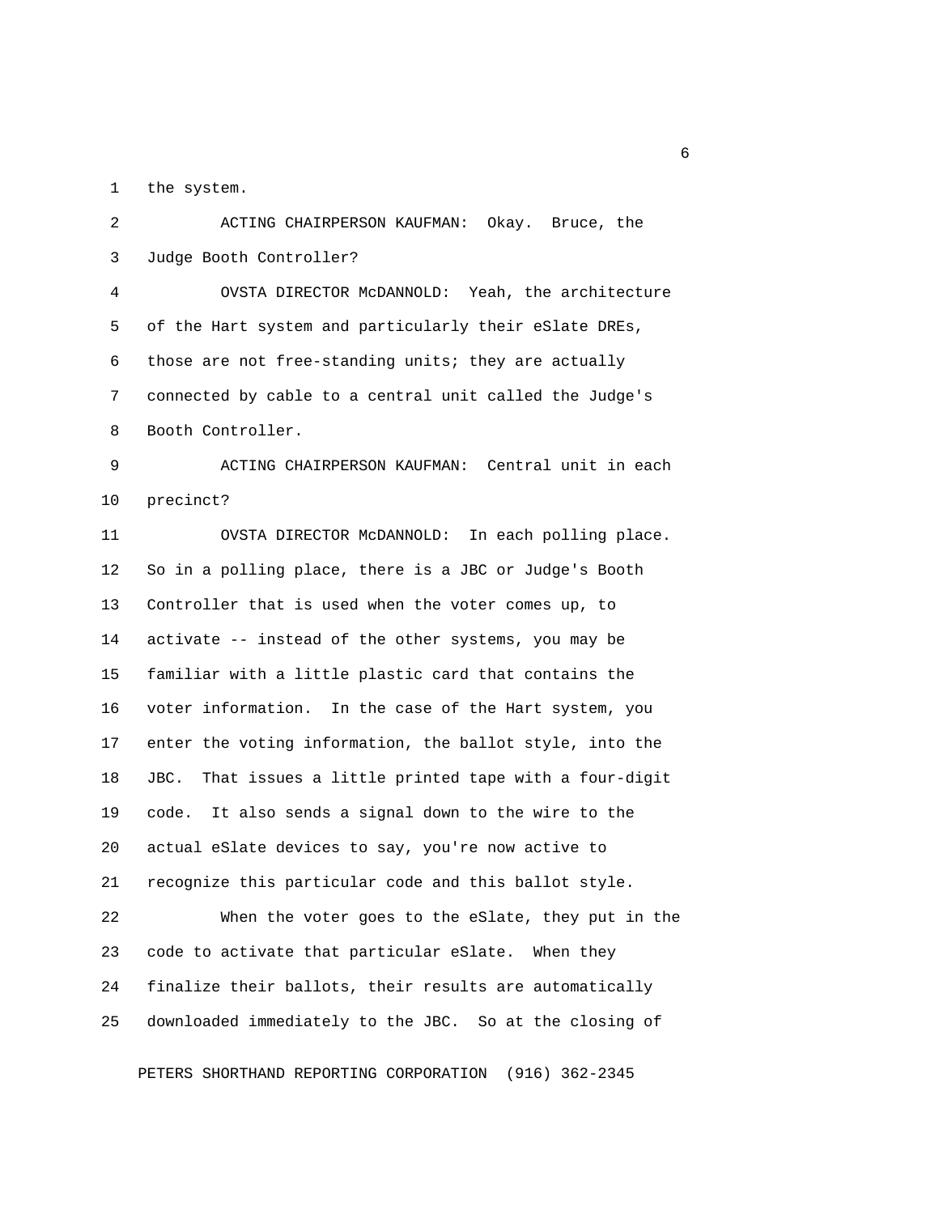the system.

ACTING CHAIRPERSON KAUFMAN: Okay. Bruce, the Judge Booth Controller?

OVSTA DIRECTOR McDANNOLD: Yeah, the architecture of the Hart system and particularly their eSlate DREs, those are not free-standing units; they are actually connected by cable to a central unit called the Judge's Booth Controller.

ACTING CHAIRPERSON KAUFMAN: Central unit in each precinct?

OVSTA DIRECTOR McDANNOLD: In each polling place. So in a polling place, there is a JBC or Judge's Booth Controller that is used when the voter comes up, to activate -- instead of the other systems, you may be familiar with a little plastic card that contains the voter information. In the case of the Hart system, you enter the voting information, the ballot style, into the JBC. That issues a little printed tape with a four-digit code. It also sends a signal down to the wire to the actual eSlate devices to say, you're now active to recognize this particular code and this ballot style.

When the voter goes to the eSlate, they put in the code to activate that particular eSlate. When they finalize their ballots, their results are automatically downloaded immediately to the JBC. So at the closing of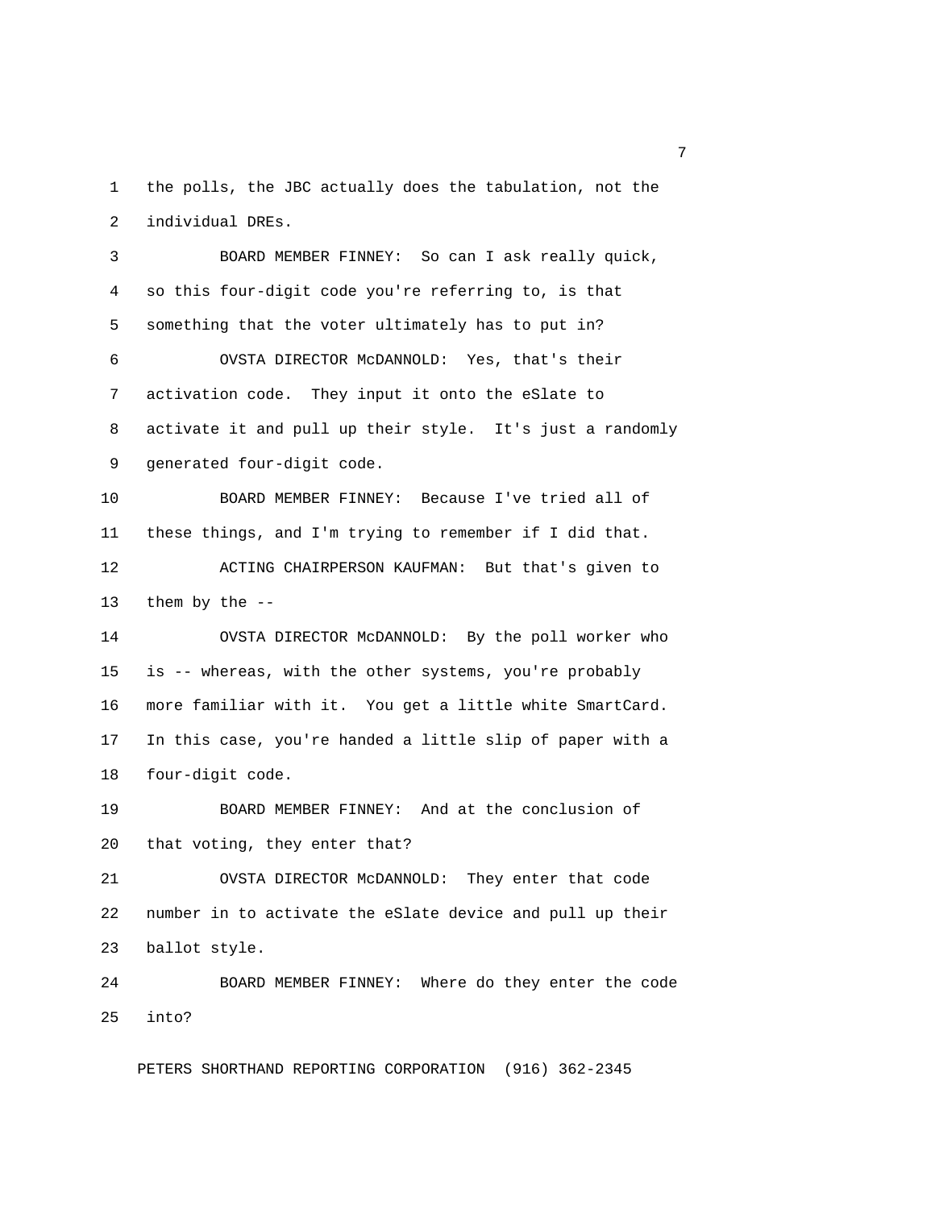the polls, the JBC actually does the tabulation, not the individual DREs.

BOARD MEMBER FINNEY: So can I ask really quick, so this four-digit code you're referring to, is that something that the voter ultimately has to put in?

OVSTA DIRECTOR McDANNOLD: Yes, that's their activation code. They input it onto the eSlate to activate it and pull up their style. It's just a randomly generated four-digit code.

BOARD MEMBER FINNEY: Because I've tried all of these things, and I'm trying to remember if I did that.

ACTING CHAIRPERSON KAUFMAN: But that's given to them by the --

OVSTA DIRECTOR McDANNOLD: By the poll worker who is -- whereas, with the other systems, you're probably more familiar with it. You get a little white SmartCard. In this case, you're handed a little slip of paper with a four-digit code.

BOARD MEMBER FINNEY: And at the conclusion of that voting, they enter that?

OVSTA DIRECTOR McDANNOLD: They enter that code number in to activate the eSlate device and pull up their ballot style.

BOARD MEMBER FINNEY: Where do they enter the code into?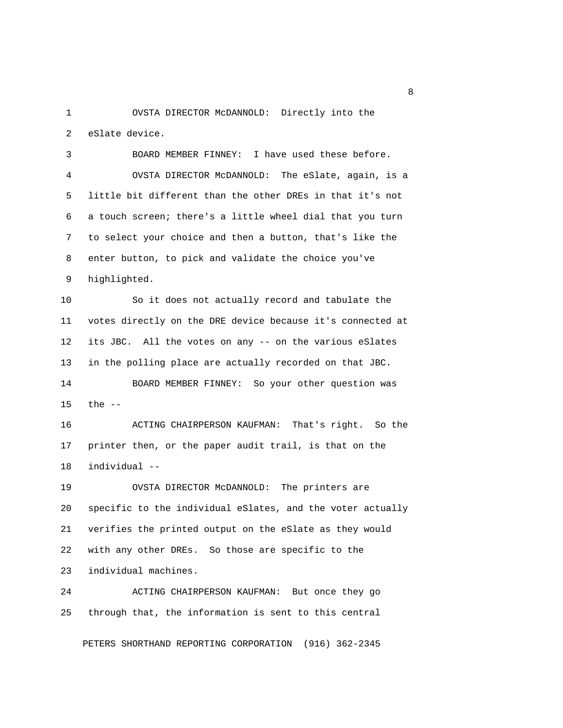OVSTA DIRECTOR McDANNOLD: Directly into the eSlate device.

BOARD MEMBER FINNEY: I have used these before.

OVSTA DIRECTOR McDANNOLD: The eSlate, again, is a little bit different than the other DREs in that it's not a touch screen; there's a little wheel dial that you turn to select your choice and then a button, that's like the enter button, to pick and validate the choice you've highlighted.

So it does not actually record and tabulate the votes directly on the DRE device because it's connected at its JBC. All the votes on any -- on the various eSlates in the polling place are actually recorded on that JBC.

BOARD MEMBER FINNEY: So your other question was the --

ACTING CHAIRPERSON KAUFMAN: That's right. So the printer then, or the paper audit trail, is that on the individual --

OVSTA DIRECTOR McDANNOLD: The printers are specific to the individual eSlates, and the voter actually verifies the printed output on the eSlate as they would with any other DREs. So those are specific to the individual machines.

ACTING CHAIRPERSON KAUFMAN: But once they go through that, the information is sent to this central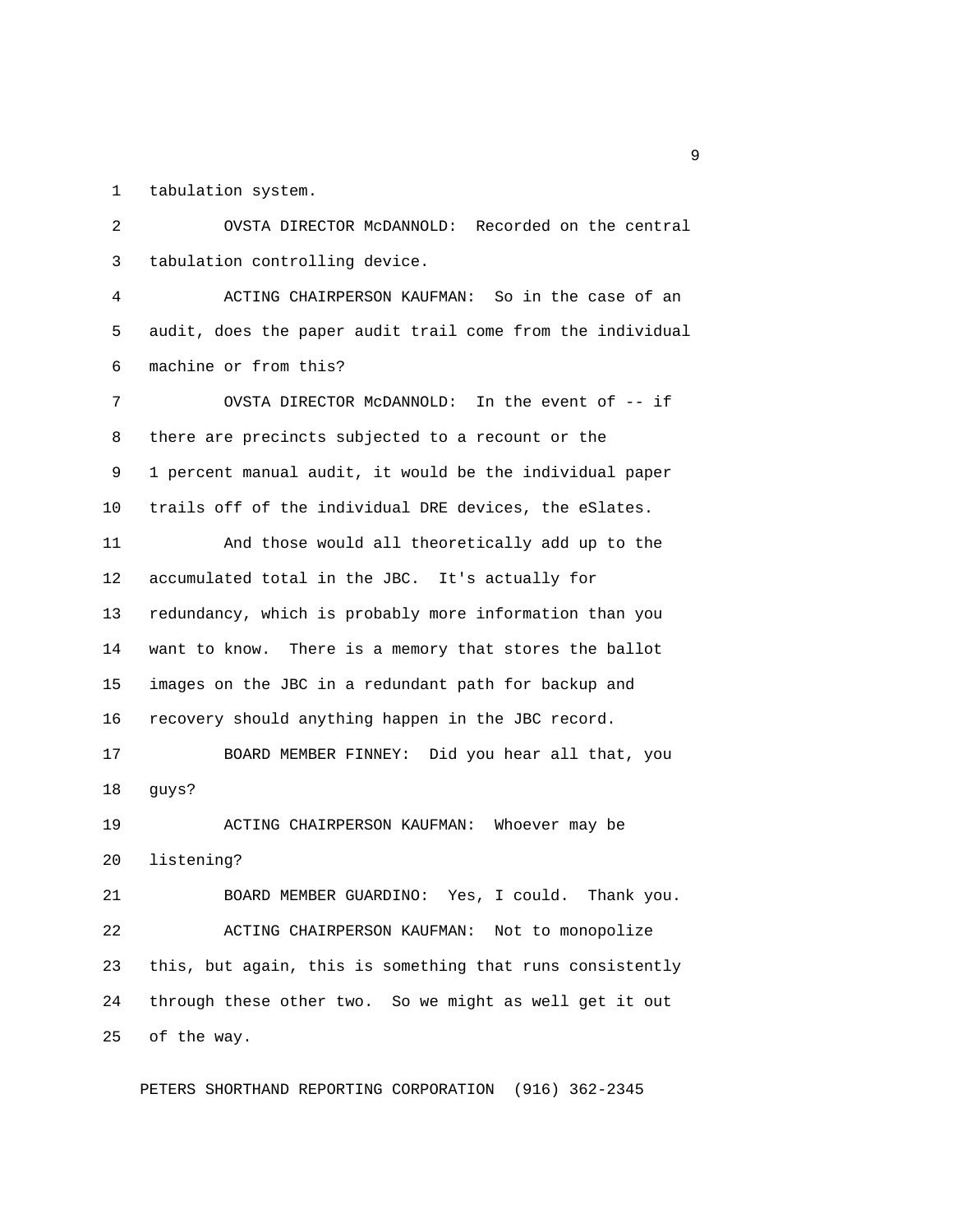tabulation system.

OVSTA DIRECTOR McDANNOLD: Recorded on the central tabulation controlling device.

ACTING CHAIRPERSON KAUFMAN: So in the case of an audit, does the paper audit trail come from the individual machine or from this?

OVSTA DIRECTOR McDANNOLD: In the event of -- if there are precincts subjected to a recount or the 1 percent manual audit, it would be the individual paper trails off of the individual DRE devices, the eSlates.

And those would all theoretically add up to the accumulated total in the JBC. It's actually for redundancy, which is probably more information than you want to know. There is a memory that stores the ballot images on the JBC in a redundant path for backup and recovery should anything happen in the JBC record.

BOARD MEMBER FINNEY: Did you hear all that, you guys?

ACTING CHAIRPERSON KAUFMAN: Whoever may be listening?

BOARD MEMBER GUARDINO: Yes, I could. Thank you.

ACTING CHAIRPERSON KAUFMAN: Not to monopolize this, but again, this is something that runs consistently through these other two. So we might as well get it out of the way.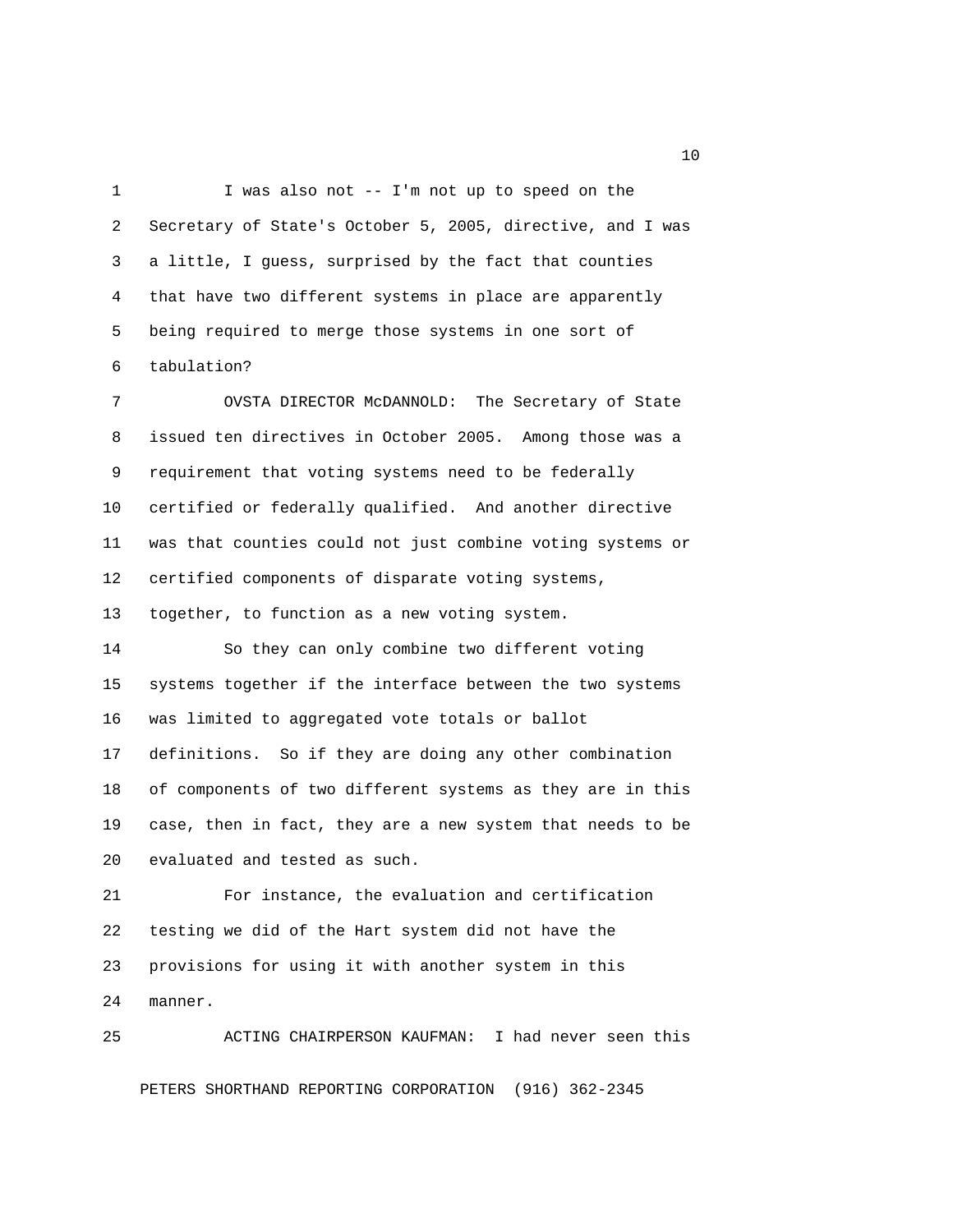I was also not -- I'm not up to speed on the Secretary of State's October 5, 2005, directive, and I was a little, I guess, surprised by the fact that counties that have two different systems in place are apparently being required to merge those systems in one sort of tabulation?

OVSTA DIRECTOR McDANNOLD: The Secretary of State issued ten directives in October 2005. Among those was a requirement that voting systems need to be federally certified or federally qualified. And another directive was that counties could not just combine voting systems or certified components of disparate voting systems, together, to function as a new voting system.

So they can only combine two different voting systems together if the interface between the two systems was limited to aggregated vote totals or ballot definitions. So if they are doing any other combination of components of two different systems as they are in this case, then in fact, they are a new system that needs to be evaluated and tested as such.

For instance, the evaluation and certification testing we did of the Hart system did not have the provisions for using it with another system in this manner.

ACTING CHAIRPERSON KAUFMAN: I had never seen this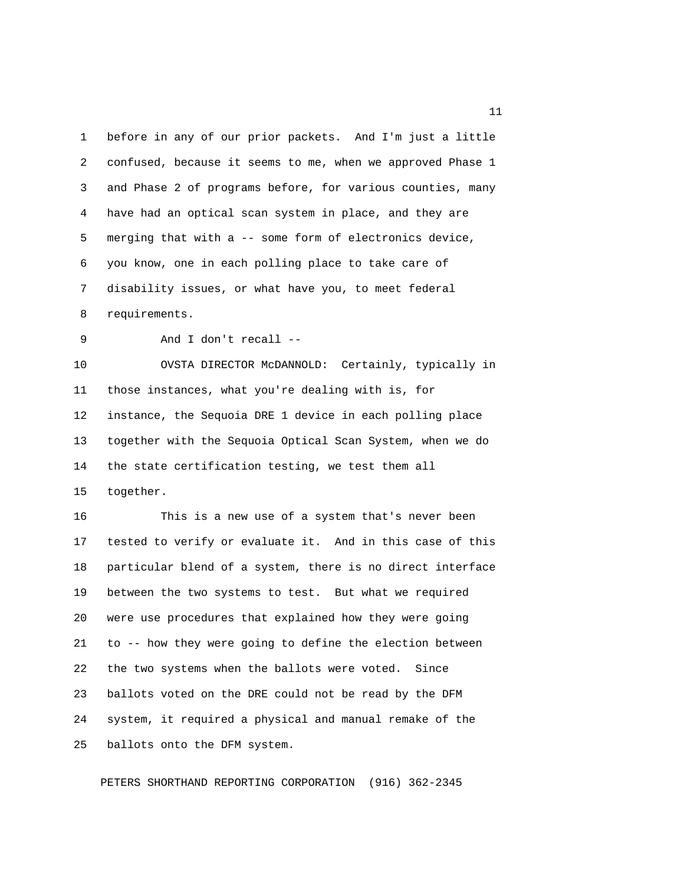before in any of our prior packets. And I'm just a little confused, because it seems to me, when we approved Phase 1 and Phase 2 of programs before, for various counties, many have had an optical scan system in place, and they are merging that with a -- some form of electronics device, you know, one in each polling place to take care of disability issues, or what have you, to meet federal requirements.

And I don't recall --

OVSTA DIRECTOR McDANNOLD: Certainly, typically in those instances, what you're dealing with is, for instance, the Sequoia DRE 1 device in each polling place together with the Sequoia Optical Scan System, when we do the state certification testing, we test them all together.

This is a new use of a system that's never been tested to verify or evaluate it. And in this case of this particular blend of a system, there is no direct interface between the two systems to test. But what we required were use procedures that explained how they were going to -- how they were going to define the election between the two systems when the ballots were voted. Since ballots voted on the DRE could not be read by the DFM system, it required a physical and manual remake of the ballots onto the DFM system.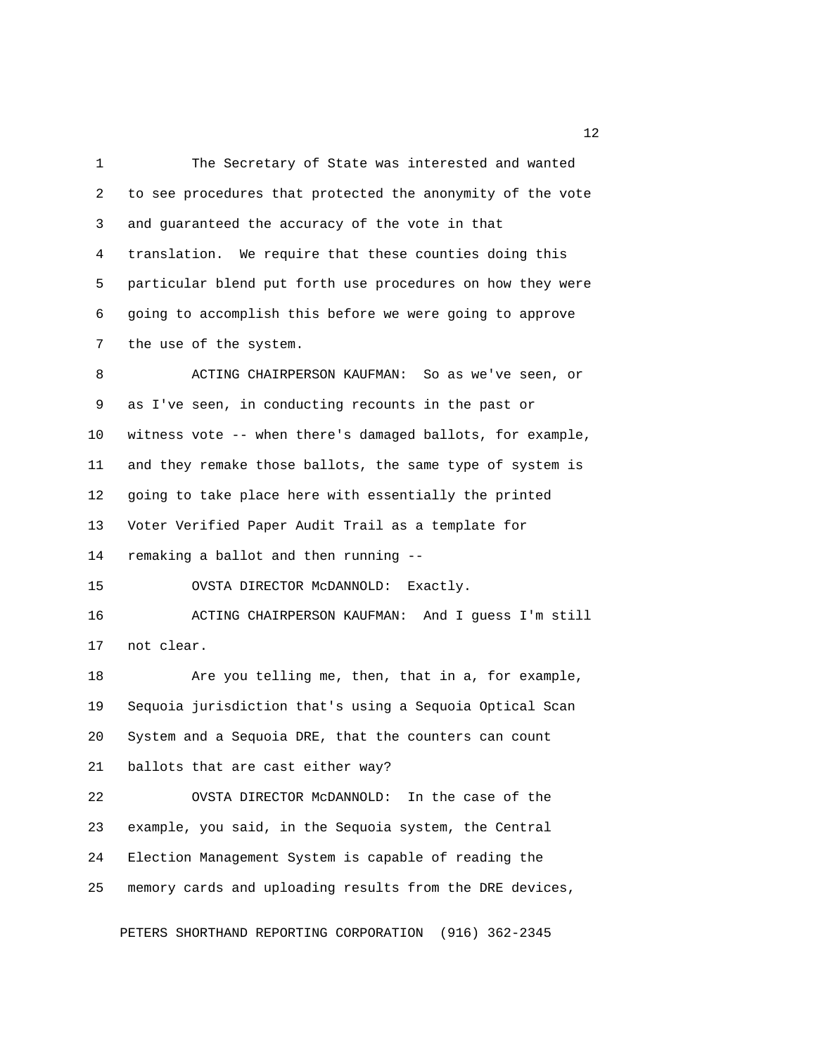The Secretary of State was interested and wanted to see procedures that protected the anonymity of the vote and guaranteed the accuracy of the vote in that translation. We require that these counties doing this particular blend put forth use procedures on how they were going to accomplish this before we were going to approve the use of the system.

ACTING CHAIRPERSON KAUFMAN: So as we've seen, or as I've seen, in conducting recounts in the past or witness vote -- when there's damaged ballots, for example, and they remake those ballots, the same type of system is going to take place here with essentially the printed Voter Verified Paper Audit Trail as a template for remaking a ballot and then running --

OVSTA DIRECTOR McDANNOLD: Exactly.

ACTING CHAIRPERSON KAUFMAN: And I guess I'm still not clear.

Are you telling me, then, that in a, for example, Sequoia jurisdiction that's using a Sequoia Optical Scan System and a Sequoia DRE, that the counters can count ballots that are cast either way?

OVSTA DIRECTOR McDANNOLD: In the case of the example, you said, in the Sequoia system, the Central Election Management System is capable of reading the memory cards and uploading results from the DRE devices,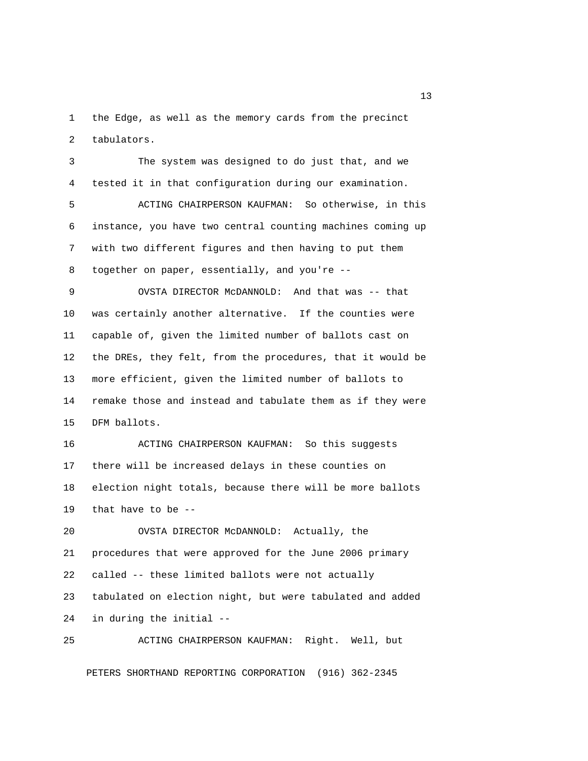the Edge, as well as the memory cards from the precinct tabulators.

The system was designed to do just that, and we tested it in that configuration during our examination.

ACTING CHAIRPERSON KAUFMAN: So otherwise, in this instance, you have two central counting machines coming up with two different figures and then having to put them together on paper, essentially, and you're --

OVSTA DIRECTOR McDANNOLD: And that was -- that was certainly another alternative. If the counties were capable of, given the limited number of ballots cast on the DREs, they felt, from the procedures, that it would be more efficient, given the limited number of ballots to remake those and instead and tabulate them as if they were DFM ballots.

ACTING CHAIRPERSON KAUFMAN: So this suggests there will be increased delays in these counties on election night totals, because there will be more ballots that have to be --

OVSTA DIRECTOR McDANNOLD: Actually, the procedures that were approved for the June 2006 primary called -- these limited ballots were not actually tabulated on election night, but were tabulated and added in during the initial --

ACTING CHAIRPERSON KAUFMAN: Right. Well, but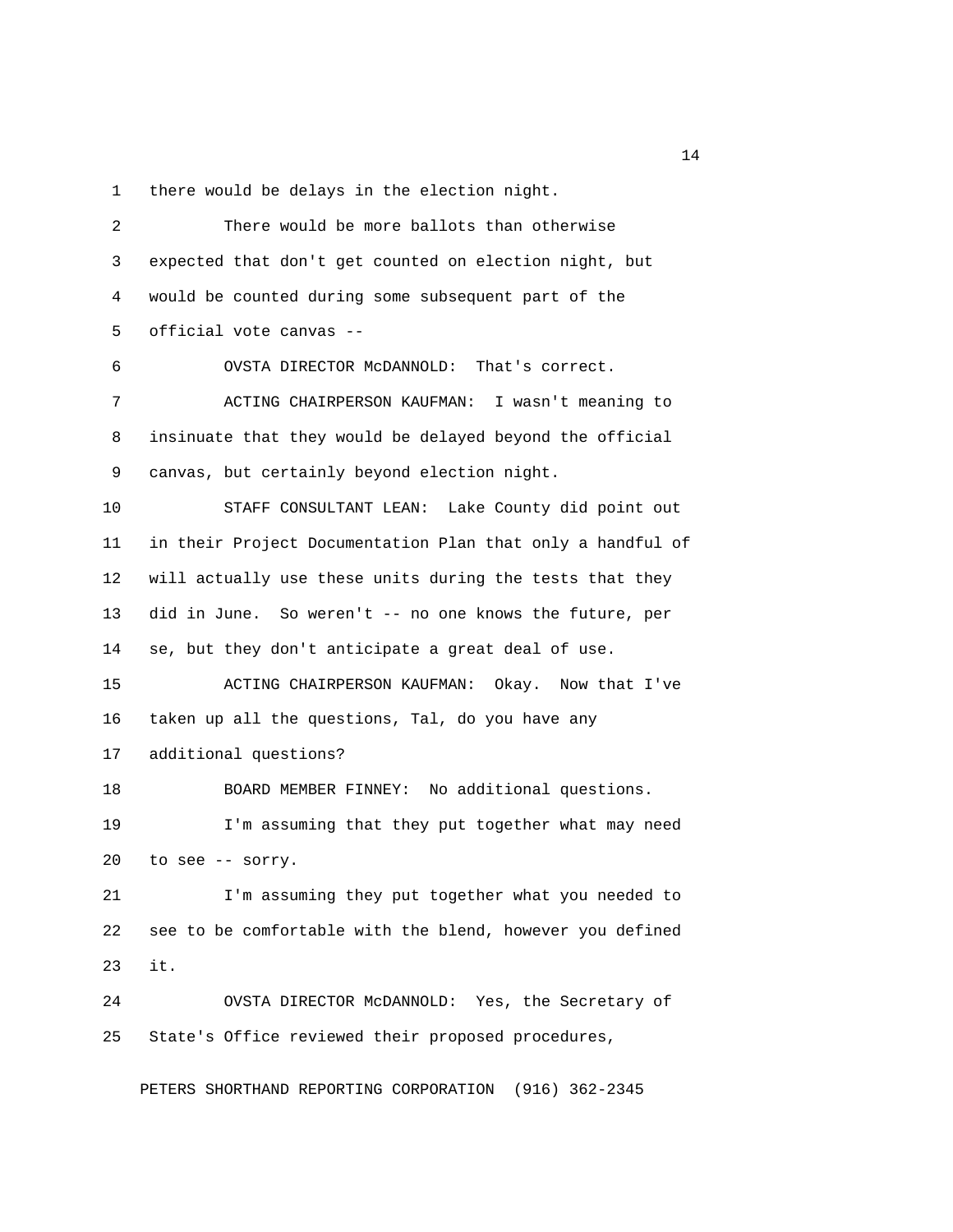there would be delays in the election night.

There would be more ballots than otherwise expected that don't get counted on election night, but would be counted during some subsequent part of the official vote canvas --

OVSTA DIRECTOR McDANNOLD: That's correct.

ACTING CHAIRPERSON KAUFMAN: I wasn't meaning to insinuate that they would be delayed beyond the official canvas, but certainly beyond election night.

STAFF CONSULTANT LEAN: Lake County did point out in their Project Documentation Plan that only a handful of will actually use these units during the tests that they did in June. So weren't -- no one knows the future, per se, but they don't anticipate a great deal of use.

ACTING CHAIRPERSON KAUFMAN: Okay. Now that I've taken up all the questions, Tal, do you have any additional questions?

BOARD MEMBER FINNEY: No additional questions.

I'm assuming that they put together what may need to see -- sorry.

I'm assuming they put together what you needed to see to be comfortable with the blend, however you defined it.

OVSTA DIRECTOR McDANNOLD: Yes, the Secretary of State's Office reviewed their proposed procedures,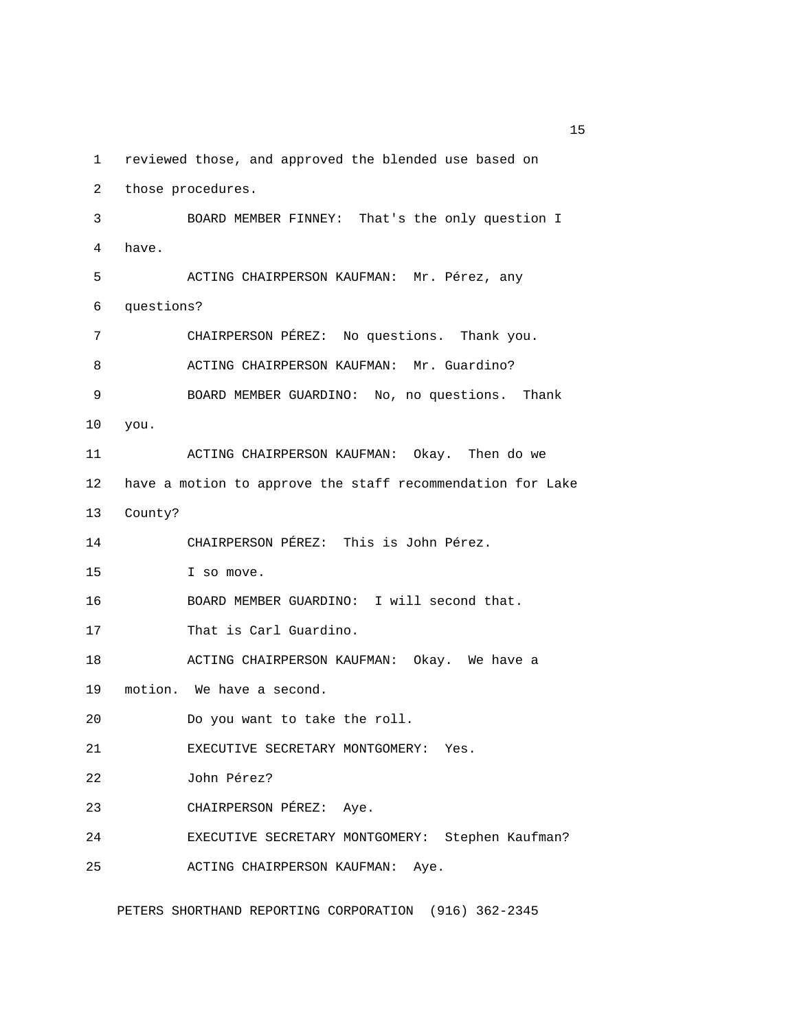reviewed those, and approved the blended use based on those procedures.

BOARD MEMBER FINNEY: That's the only question I have.

ACTING CHAIRPERSON KAUFMAN: Mr. Pérez, any questions?

CHAIRPERSON PÉREZ: No questions. Thank you.

ACTING CHAIRPERSON KAUFMAN: Mr. Guardino?

BOARD MEMBER GUARDINO: No, no questions. Thank you.

ACTING CHAIRPERSON KAUFMAN: Okay. Then do we have a motion to approve the staff recommendation for Lake County?

CHAIRPERSON PÉREZ: This is John Pérez.

I so move.

BOARD MEMBER GUARDINO: I will second that.

That is Carl Guardino.

ACTING CHAIRPERSON KAUFMAN: Okay. We have a motion. We have a second.

Do you want to take the roll.

EXECUTIVE SECRETARY MONTGOMERY: Yes.

John Pérez?

CHAIRPERSON PÉREZ: Aye.

EXECUTIVE SECRETARY MONTGOMERY: Stephen Kaufman?

ACTING CHAIRPERSON KAUFMAN: Aye.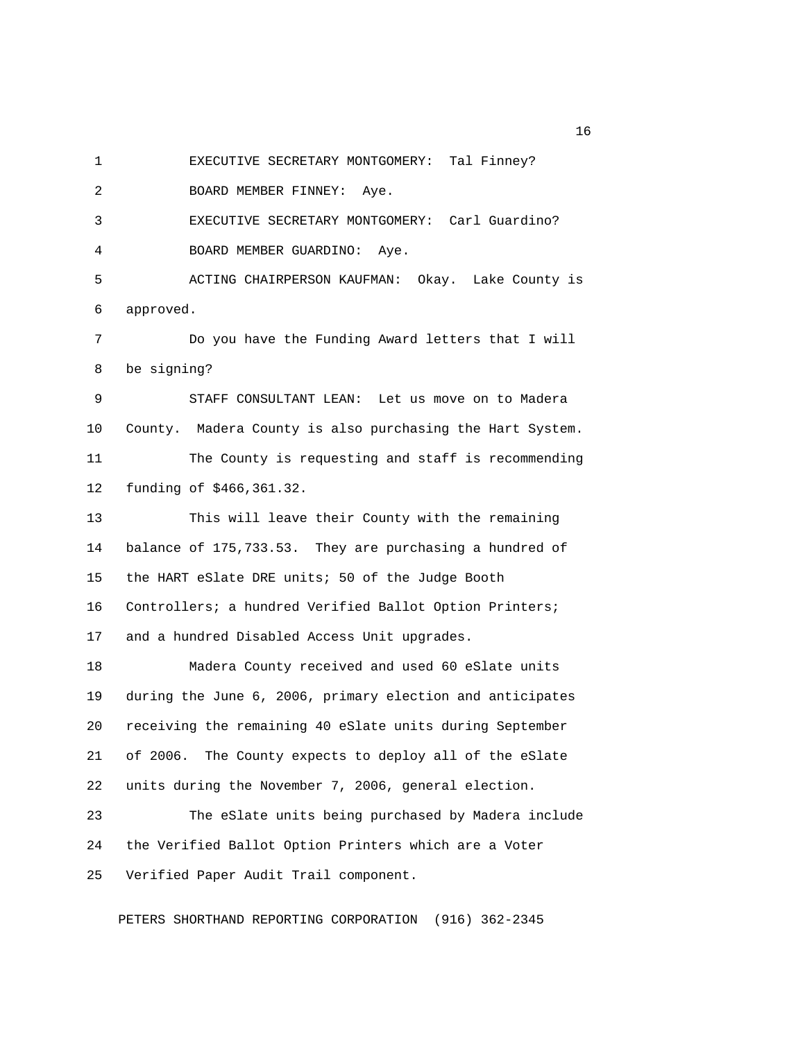EXECUTIVE SECRETARY MONTGOMERY: Tal Finney?

BOARD MEMBER FINNEY: Aye.

EXECUTIVE SECRETARY MONTGOMERY: Carl Guardino?

BOARD MEMBER GUARDINO: Aye.

ACTING CHAIRPERSON KAUFMAN: Okay. Lake County is approved.

Do you have the Funding Award letters that I will be signing?

STAFF CONSULTANT LEAN: Let us move on to Madera County. Madera County is also purchasing the Hart System.

The County is requesting and staff is recommending funding of $466,361.32.

This will leave their County with the remaining balance of 175,733.53. They are purchasing a hundred of the HART eSlate DRE units; 50 of the Judge Booth Controllers; a hundred Verified Ballot Option Printers; and a hundred Disabled Access Unit upgrades.

Madera County received and used 60 eSlate units during the June 6, 2006, primary election and anticipates receiving the remaining 40 eSlate units during September of 2006. The County expects to deploy all of the eSlate units during the November 7, 2006, general election.

The eSlate units being purchased by Madera include the Verified Ballot Option Printers which are a Voter Verified Paper Audit Trail component.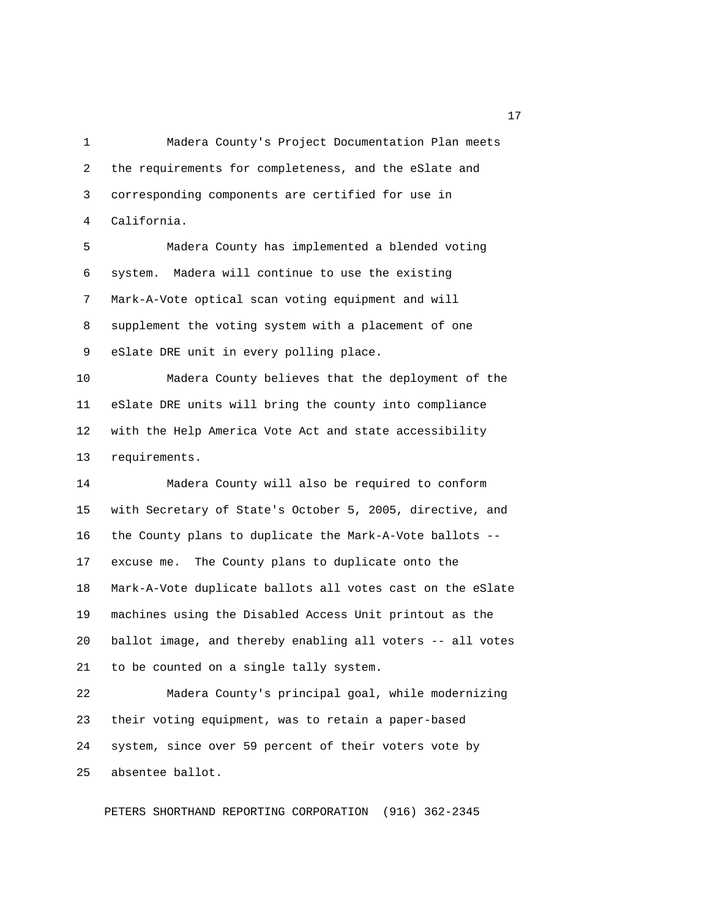Madera County's Project Documentation Plan meets the requirements for completeness, and the eSlate and corresponding components are certified for use in California.

Madera County has implemented a blended voting system. Madera will continue to use the existing Mark-A-Vote optical scan voting equipment and will supplement the voting system with a placement of one eSlate DRE unit in every polling place.

Madera County believes that the deployment of the eSlate DRE units will bring the county into compliance with the Help America Vote Act and state accessibility requirements.

Madera County will also be required to conform with Secretary of State's October 5, 2005, directive, and the County plans to duplicate the Mark-A-Vote ballots -- excuse me. The County plans to duplicate onto the Mark-A-Vote duplicate ballots all votes cast on the eSlate machines using the Disabled Access Unit printout as the ballot image, and thereby enabling all voters -- all votes to be counted on a single tally system.

Madera County's principal goal, while modernizing their voting equipment, was to retain a paper-based system, since over 59 percent of their voters vote by absentee ballot.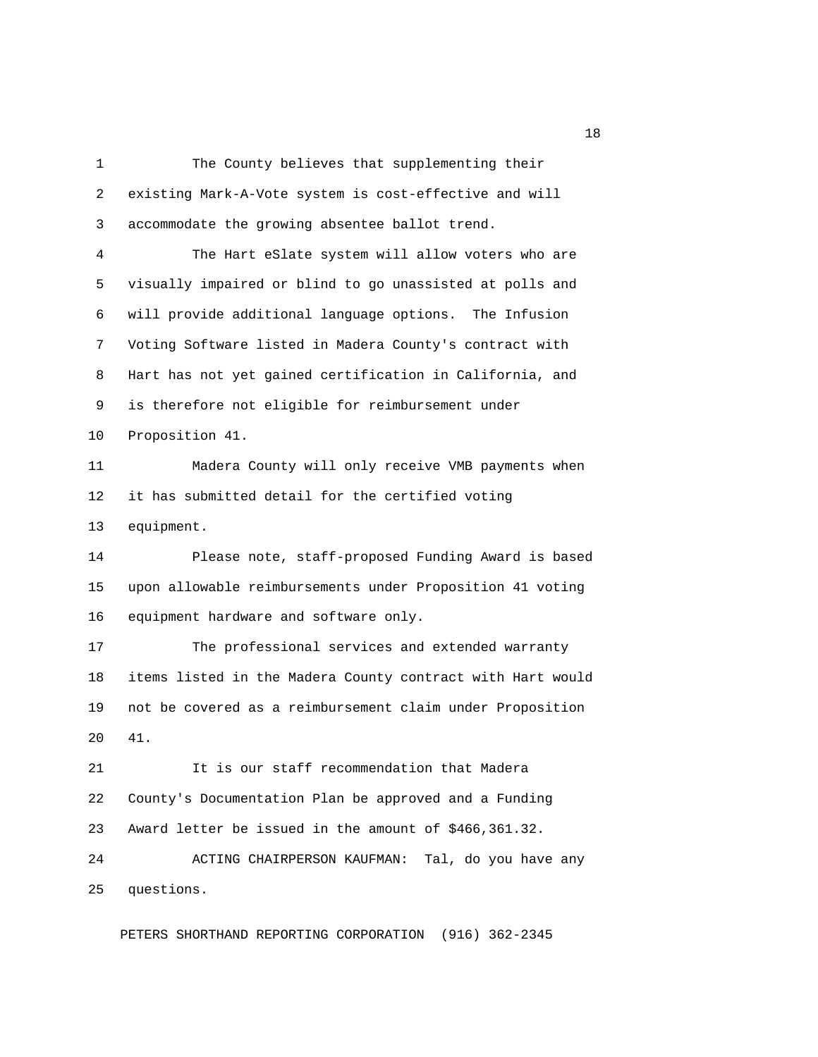The County believes that supplementing their existing Mark-A-Vote system is cost-effective and will accommodate the growing absentee ballot trend.

The Hart eSlate system will allow voters who are visually impaired or blind to go unassisted at polls and will provide additional language options. The Infusion Voting Software listed in Madera County's contract with Hart has not yet gained certification in California, and is therefore not eligible for reimbursement under Proposition 41.

Madera County will only receive VMB payments when it has submitted detail for the certified voting equipment.

Please note, staff-proposed Funding Award is based upon allowable reimbursements under Proposition 41 voting equipment hardware and software only.

The professional services and extended warranty items listed in the Madera County contract with Hart would not be covered as a reimbursement claim under Proposition 41.

It is our staff recommendation that Madera County's Documentation Plan be approved and a Funding Award letter be issued in the amount of $466,361.32.

ACTING CHAIRPERSON KAUFMAN: Tal, do you have any questions.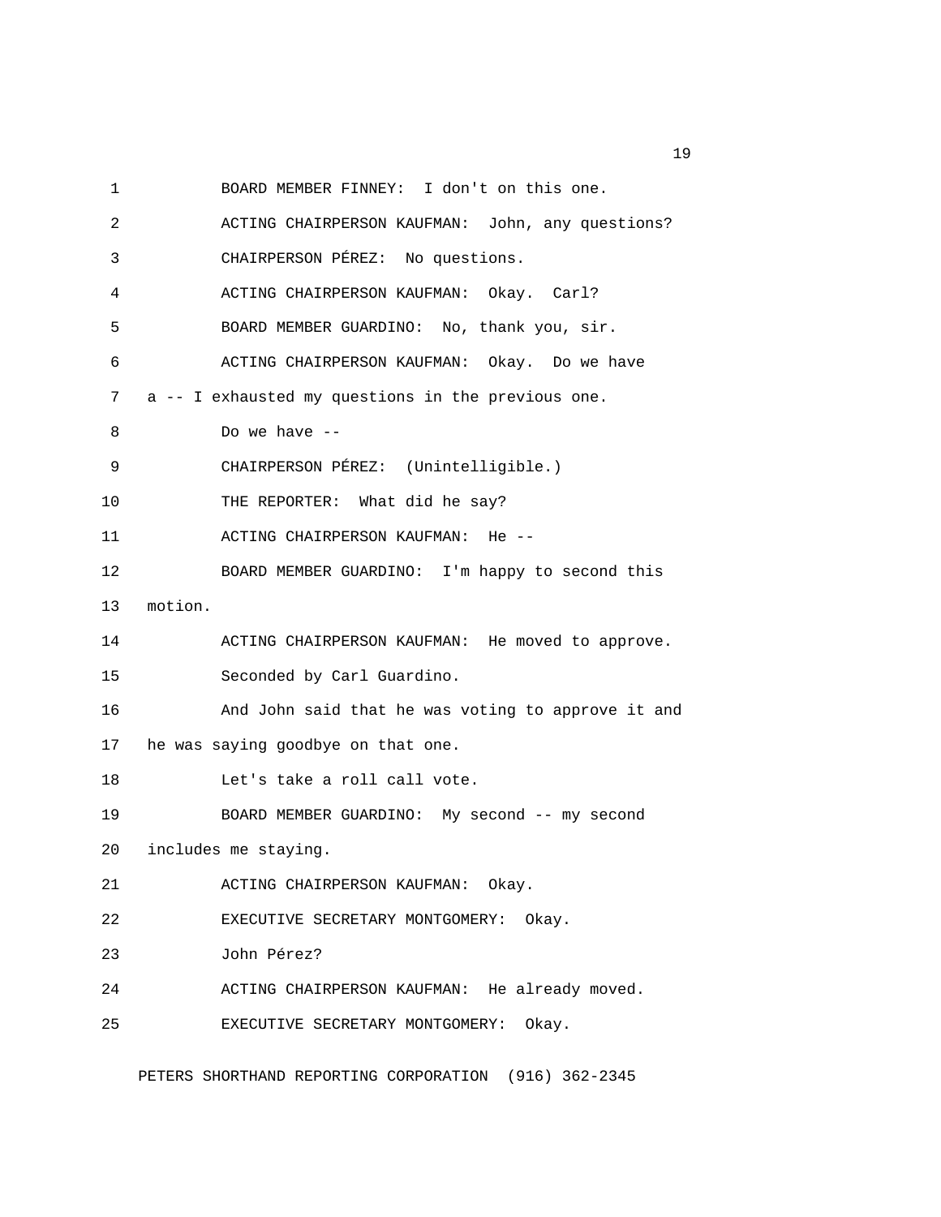BOARD MEMBER FINNEY: I don't on this one.

ACTING CHAIRPERSON KAUFMAN: John, any questions?

CHAIRPERSON PÉREZ: No questions.

ACTING CHAIRPERSON KAUFMAN: Okay. Carl?

BOARD MEMBER GUARDINO: No, thank you, sir.

ACTING CHAIRPERSON KAUFMAN: Okay. Do we have a -- I exhausted my questions in the previous one.

Do we have --

CHAIRPERSON PÉREZ: (Unintelligible.)

THE REPORTER: What did he say?

ACTING CHAIRPERSON KAUFMAN: He --

BOARD MEMBER GUARDINO: I'm happy to second this motion.

ACTING CHAIRPERSON KAUFMAN: He moved to approve.

Seconded by Carl Guardino.

And John said that he was voting to approve it and he was saying goodbye on that one.

Let's take a roll call vote.

BOARD MEMBER GUARDINO: My second -- my second includes me staying.

ACTING CHAIRPERSON KAUFMAN: Okay.

EXECUTIVE SECRETARY MONTGOMERY: Okay.

John Pérez?

ACTING CHAIRPERSON KAUFMAN: He already moved.

EXECUTIVE SECRETARY MONTGOMERY: Okay.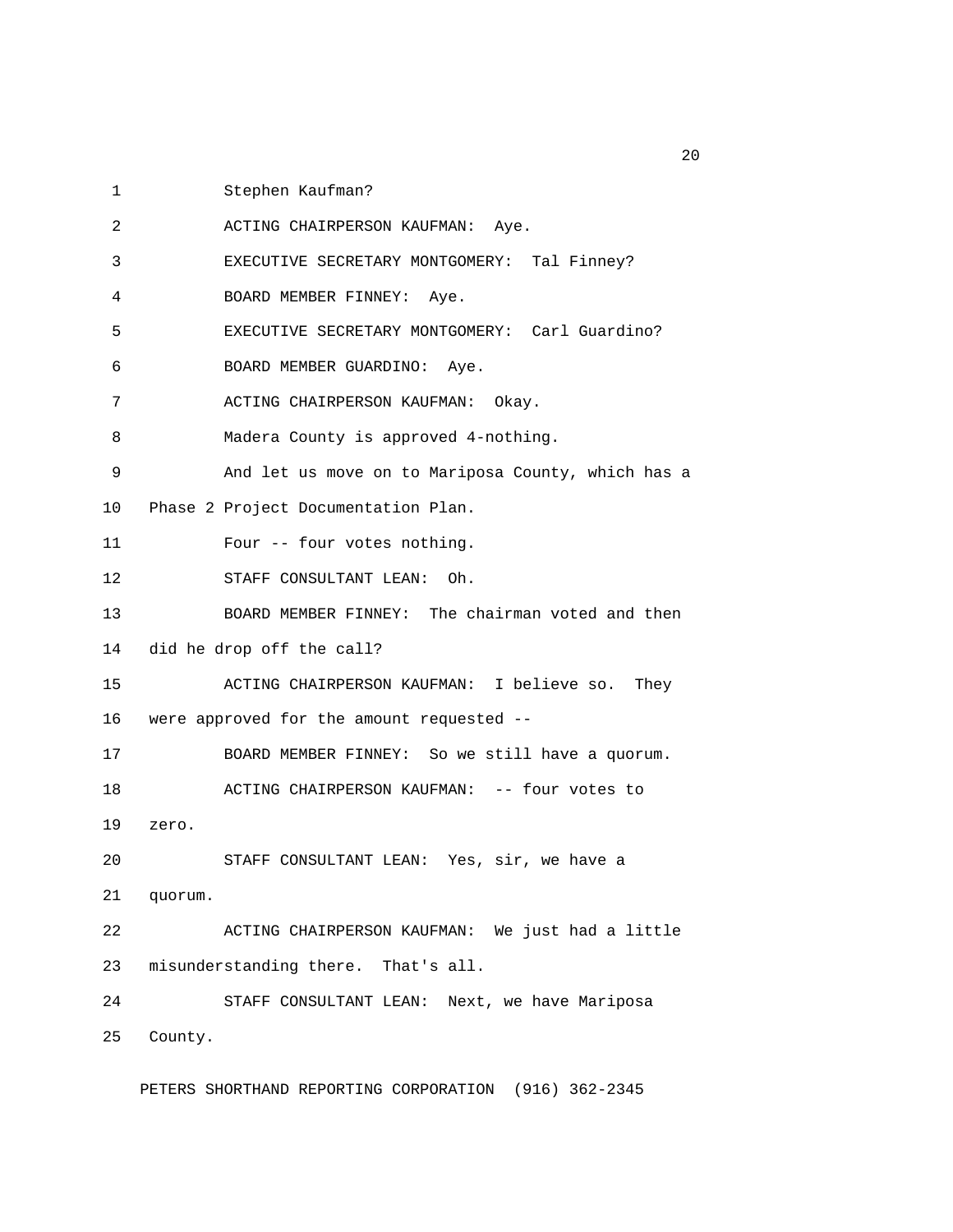Stephen Kaufman?

ACTING CHAIRPERSON KAUFMAN: Aye.

EXECUTIVE SECRETARY MONTGOMERY: Tal Finney?

BOARD MEMBER FINNEY: Aye.

EXECUTIVE SECRETARY MONTGOMERY: Carl Guardino?

BOARD MEMBER GUARDINO: Aye.

ACTING CHAIRPERSON KAUFMAN: Okay.

Madera County is approved 4-nothing.

And let us move on to Mariposa County, which has a Phase 2 Project Documentation Plan.

Four -- four votes nothing.

STAFF CONSULTANT LEAN: Oh.

BOARD MEMBER FINNEY: The chairman voted and then did he drop off the call?

ACTING CHAIRPERSON KAUFMAN: I believe so. They were approved for the amount requested --

BOARD MEMBER FINNEY: So we still have a quorum.

ACTING CHAIRPERSON KAUFMAN: -- four votes to zero.

STAFF CONSULTANT LEAN: Yes, sir, we have a quorum.

ACTING CHAIRPERSON KAUFMAN: We just had a little misunderstanding there. That's all.

STAFF CONSULTANT LEAN: Next, we have Mariposa County.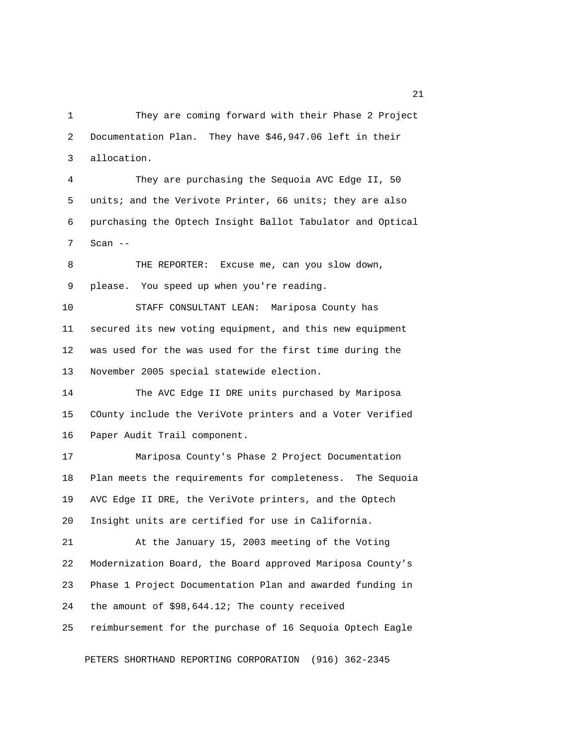They are coming forward with their Phase 2 Project Documentation Plan. They have $46,947.06 left in their allocation.

They are purchasing the Sequoia AVC Edge II, 50 units; and the Verivote Printer, 66 units; they are also purchasing the Optech Insight Ballot Tabulator and Optical Scan --

THE REPORTER: Excuse me, can you slow down, please. You speed up when you're reading.

STAFF CONSULTANT LEAN: Mariposa County has secured its new voting equipment, and this new equipment was used for the was used for the first time during the November 2005 special statewide election.

The AVC Edge II DRE units purchased by Mariposa COunty include the VeriVote printers and a Voter Verified Paper Audit Trail component.

Mariposa County's Phase 2 Project Documentation Plan meets the requirements for completeness. The Sequoia AVC Edge II DRE, the VeriVote printers, and the Optech Insight units are certified for use in California.

At the January 15, 2003 meeting of the Voting Modernization Board, the Board approved Mariposa County's Phase 1 Project Documentation Plan and awarded funding in the amount of $98,644.12; The county received reimbursement for the purchase of 16 Sequoia Optech Eagle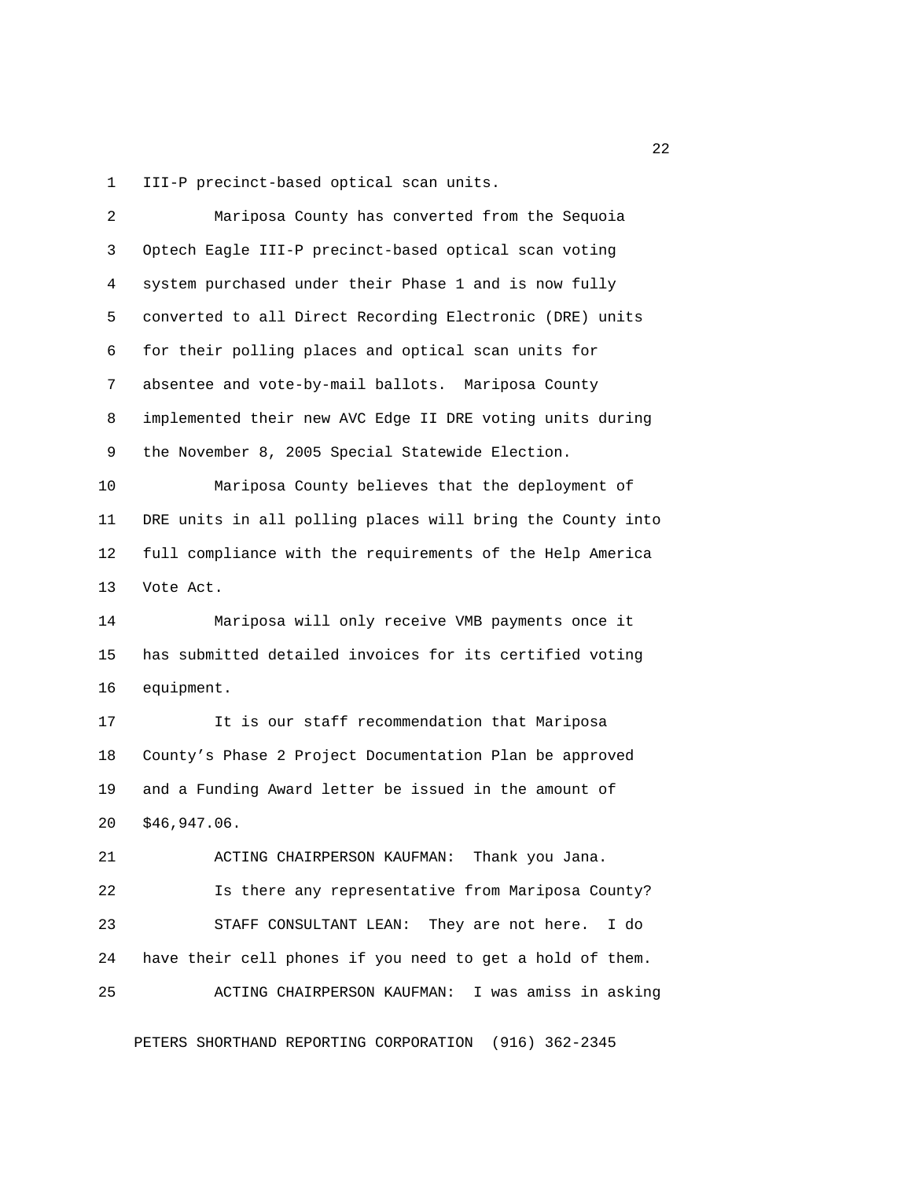III-P precinct-based optical scan units.

Mariposa County has converted from the Sequoia Optech Eagle III-P precinct-based optical scan voting system purchased under their Phase 1 and is now fully converted to all Direct Recording Electronic (DRE) units for their polling places and optical scan units for absentee and vote-by-mail ballots. Mariposa County implemented their new AVC Edge II DRE voting units during the November 8, 2005 Special Statewide Election.

Mariposa County believes that the deployment of DRE units in all polling places will bring the County into full compliance with the requirements of the Help America Vote Act.

Mariposa will only receive VMB payments once it has submitted detailed invoices for its certified voting equipment.

It is our staff recommendation that Mariposa County's Phase 2 Project Documentation Plan be approved and a Funding Award letter be issued in the amount of $46,947.06.

ACTING CHAIRPERSON KAUFMAN: Thank you Jana.

Is there any representative from Mariposa County?

STAFF CONSULTANT LEAN: They are not here. I do have their cell phones if you need to get a hold of them.

ACTING CHAIRPERSON KAUFMAN: I was amiss in asking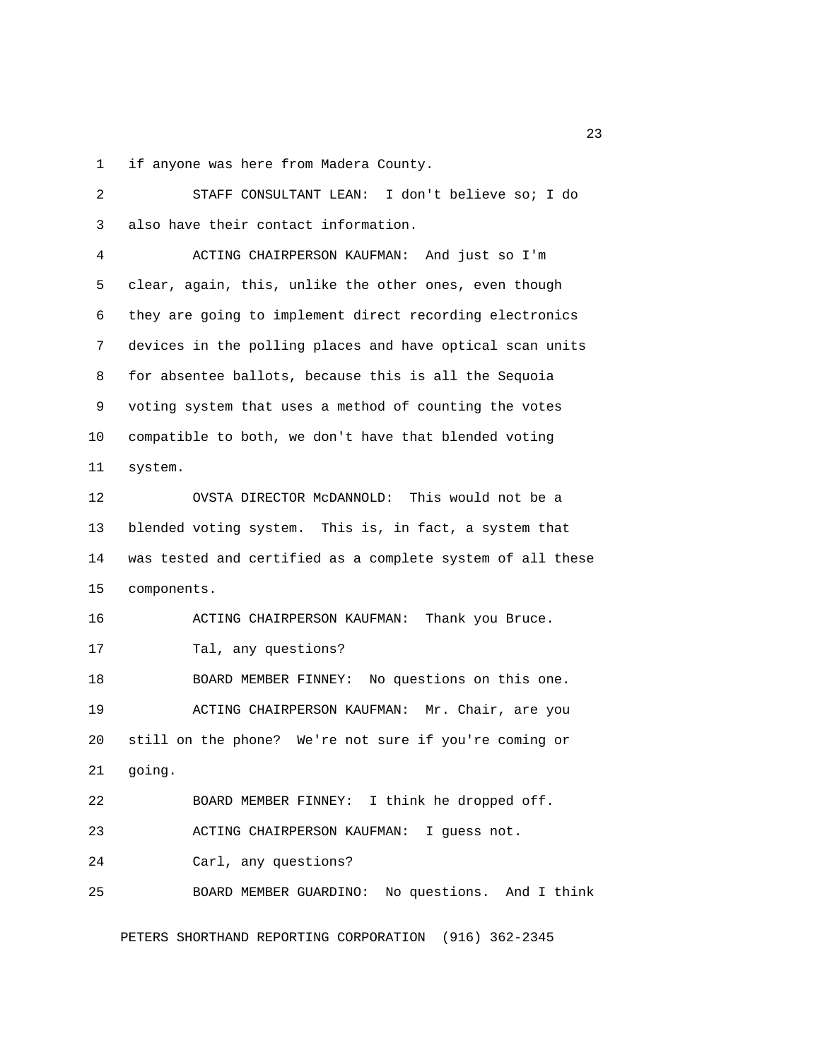if anyone was here from Madera County.

STAFF CONSULTANT LEAN: I don't believe so; I do also have their contact information.

ACTING CHAIRPERSON KAUFMAN: And just so I'm clear, again, this, unlike the other ones, even though they are going to implement direct recording electronics devices in the polling places and have optical scan units for absentee ballots, because this is all the Sequoia voting system that uses a method of counting the votes compatible to both, we don't have that blended voting system.

OVSTA DIRECTOR McDANNOLD: This would not be a blended voting system. This is, in fact, a system that was tested and certified as a complete system of all these components.

ACTING CHAIRPERSON KAUFMAN: Thank you Bruce.

Tal, any questions?

BOARD MEMBER FINNEY: No questions on this one.

ACTING CHAIRPERSON KAUFMAN: Mr. Chair, are you still on the phone? We're not sure if you're coming or going.

BOARD MEMBER FINNEY: I think he dropped off.

ACTING CHAIRPERSON KAUFMAN: I guess not.

Carl, any questions?

BOARD MEMBER GUARDINO: No questions. And I think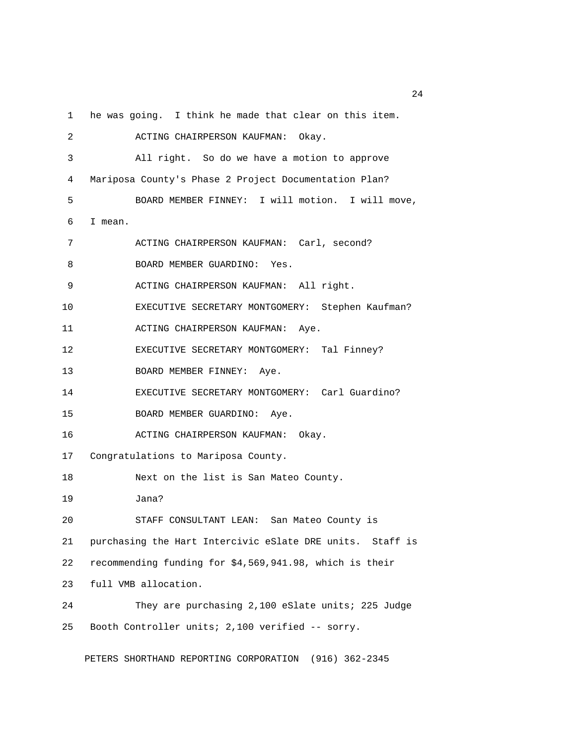he was going. I think he made that clear on this item.

ACTING CHAIRPERSON KAUFMAN: Okay.

All right. So do we have a motion to approve Mariposa County's Phase 2 Project Documentation Plan?

BOARD MEMBER FINNEY: I will motion. I will move, I mean.

ACTING CHAIRPERSON KAUFMAN: Carl, second?

BOARD MEMBER GUARDINO: Yes.

ACTING CHAIRPERSON KAUFMAN: All right.

EXECUTIVE SECRETARY MONTGOMERY: Stephen Kaufman?

ACTING CHAIRPERSON KAUFMAN: Aye.

EXECUTIVE SECRETARY MONTGOMERY: Tal Finney?

BOARD MEMBER FINNEY: Aye.

EXECUTIVE SECRETARY MONTGOMERY: Carl Guardino?

BOARD MEMBER GUARDINO: Aye.

ACTING CHAIRPERSON KAUFMAN: Okay. Congratulations to Mariposa County.

Next on the list is San Mateo County.

Jana?

STAFF CONSULTANT LEAN: San Mateo County is purchasing the Hart Intercivic eSlate DRE units. Staff is recommending funding for $4,569,941.98, which is their full VMB allocation.

They are purchasing 2,100 eSlate units; 225 Judge Booth Controller units; 2,100 verified -- sorry.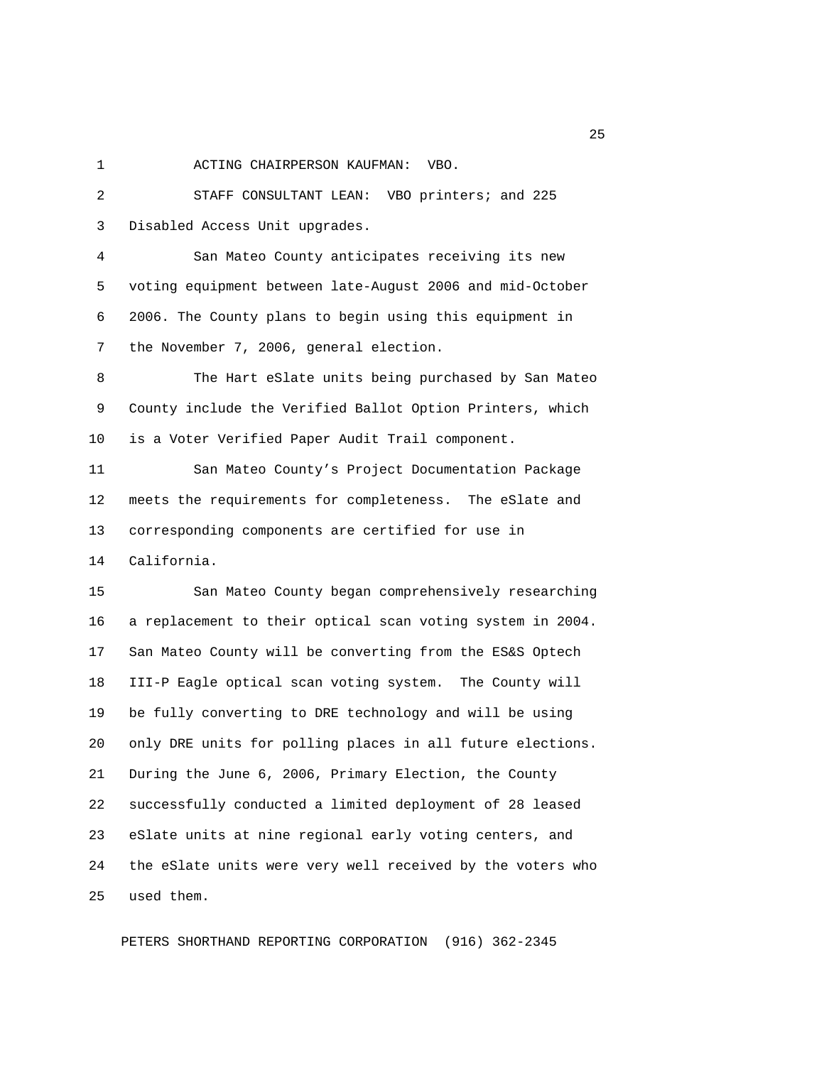ACTING CHAIRPERSON KAUFMAN: VBO.

STAFF CONSULTANT LEAN: VBO printers; and 225 Disabled Access Unit upgrades.

San Mateo County anticipates receiving its new voting equipment between late-August 2006 and mid-October 2006. The County plans to begin using this equipment in the November 7, 2006, general election.

The Hart eSlate units being purchased by San Mateo County include the Verified Ballot Option Printers, which is a Voter Verified Paper Audit Trail component.

San Mateo County's Project Documentation Package meets the requirements for completeness. The eSlate and corresponding components are certified for use in California.

San Mateo County began comprehensively researching a replacement to their optical scan voting system in 2004. San Mateo County will be converting from the ES&S Optech III-P Eagle optical scan voting system. The County will be fully converting to DRE technology and will be using only DRE units for polling places in all future elections. During the June 6, 2006, Primary Election, the County successfully conducted a limited deployment of 28 leased eSlate units at nine regional early voting centers, and the eSlate units were very well received by the voters who used them.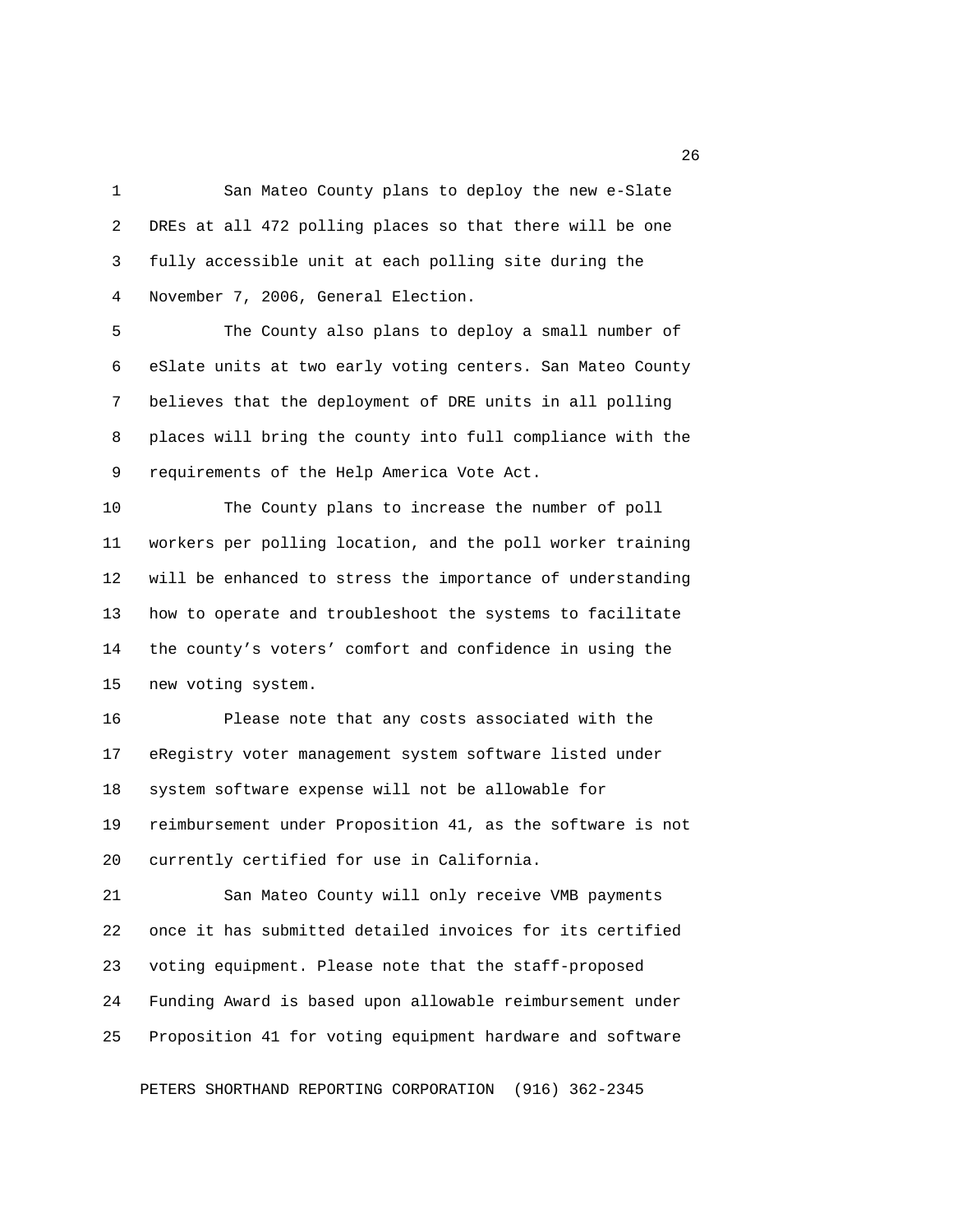San Mateo County plans to deploy the new e-Slate DREs at all 472 polling places so that there will be one fully accessible unit at each polling site during the November 7, 2006, General Election.

The County also plans to deploy a small number of eSlate units at two early voting centers. San Mateo County believes that the deployment of DRE units in all polling places will bring the county into full compliance with the requirements of the Help America Vote Act.

The County plans to increase the number of poll workers per polling location, and the poll worker training will be enhanced to stress the importance of understanding how to operate and troubleshoot the systems to facilitate the county's voters' comfort and confidence in using the new voting system.

Please note that any costs associated with the eRegistry voter management system software listed under system software expense will not be allowable for reimbursement under Proposition 41, as the software is not currently certified for use in California.

San Mateo County will only receive VMB payments once it has submitted detailed invoices for its certified voting equipment. Please note that the staff-proposed Funding Award is based upon allowable reimbursement under Proposition 41 for voting equipment hardware and software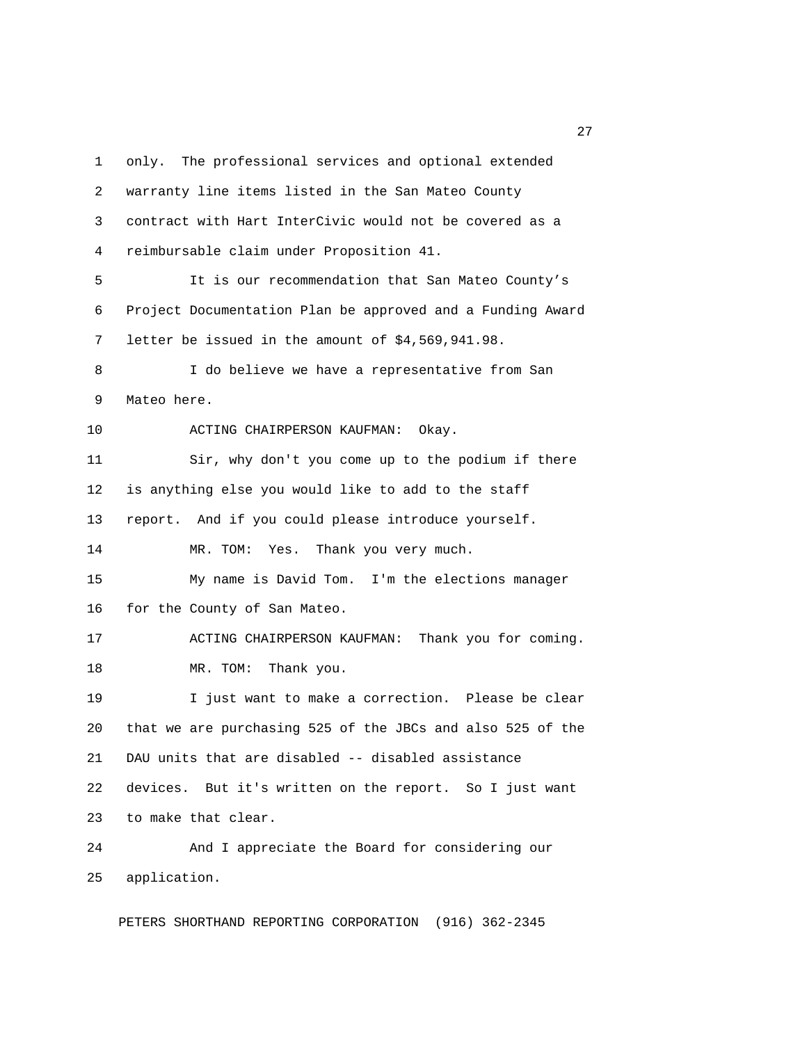only. The professional services and optional extended warranty line items listed in the San Mateo County contract with Hart InterCivic would not be covered as a reimbursable claim under Proposition 41.

It is our recommendation that San Mateo County's Project Documentation Plan be approved and a Funding Award letter be issued in the amount of $4,569,941.98.

I do believe we have a representative from San Mateo here.

ACTING CHAIRPERSON KAUFMAN: Okay.

Sir, why don't you come up to the podium if there is anything else you would like to add to the staff report. And if you could please introduce yourself.

MR. TOM: Yes. Thank you very much.

My name is David Tom. I'm the elections manager for the County of San Mateo.

ACTING CHAIRPERSON KAUFMAN: Thank you for coming.

MR. TOM: Thank you.

I just want to make a correction. Please be clear that we are purchasing 525 of the JBCs and also 525 of the DAU units that are disabled -- disabled assistance devices. But it's written on the report. So I just want to make that clear.

And I appreciate the Board for considering our application.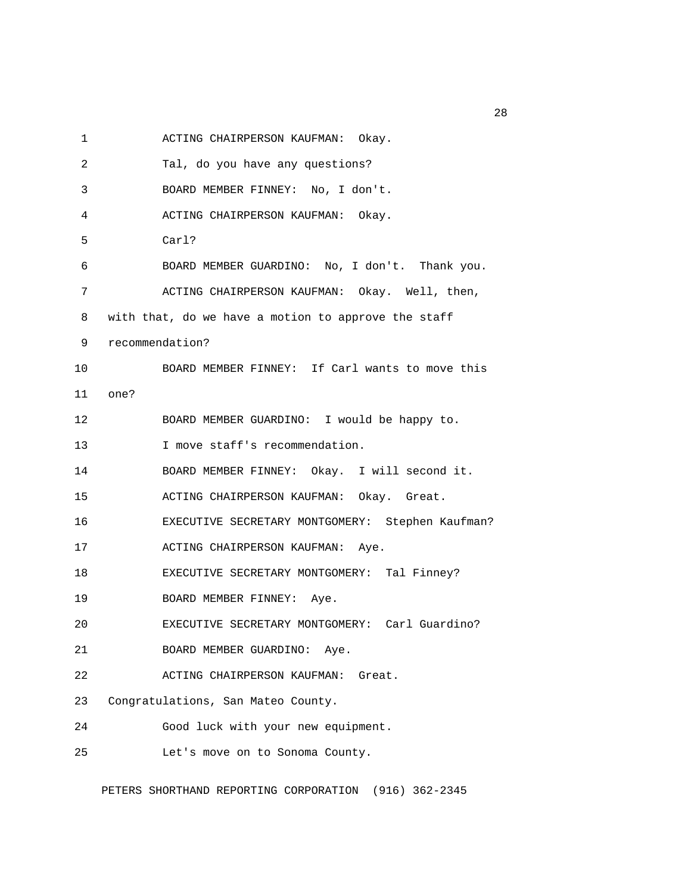ACTING CHAIRPERSON KAUFMAN: Okay.

Tal, do you have any questions?

BOARD MEMBER FINNEY: No, I don't.

ACTING CHAIRPERSON KAUFMAN: Okay.

Carl?

BOARD MEMBER GUARDINO: No, I don't. Thank you.

ACTING CHAIRPERSON KAUFMAN: Okay. Well, then, with that, do we have a motion to approve the staff recommendation?

BOARD MEMBER FINNEY: If Carl wants to move this one?

BOARD MEMBER GUARDINO: I would be happy to.

I move staff's recommendation.

BOARD MEMBER FINNEY: Okay. I will second it.

ACTING CHAIRPERSON KAUFMAN: Okay. Great.

EXECUTIVE SECRETARY MONTGOMERY: Stephen Kaufman?

ACTING CHAIRPERSON KAUFMAN: Aye.

EXECUTIVE SECRETARY MONTGOMERY: Tal Finney?

BOARD MEMBER FINNEY: Aye.

EXECUTIVE SECRETARY MONTGOMERY: Carl Guardino?

BOARD MEMBER GUARDINO: Aye.

ACTING CHAIRPERSON KAUFMAN: Great. Congratulations, San Mateo County.

Good luck with your new equipment.

Let's move on to Sonoma County.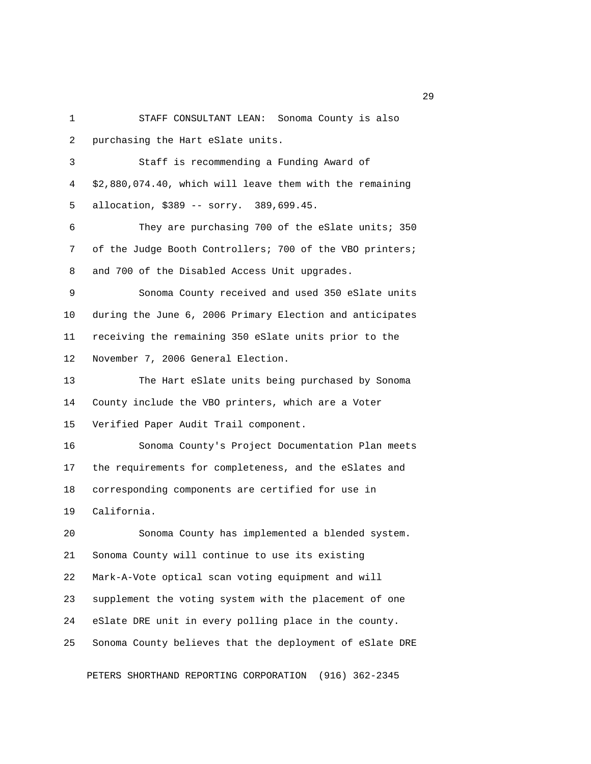STAFF CONSULTANT LEAN: Sonoma County is also purchasing the Hart eSlate units.

Staff is recommending a Funding Award of $2,880,074.40, which will leave them with the remaining allocation, $389 -- sorry. 389,699.45.

They are purchasing 700 of the eSlate units; 350 of the Judge Booth Controllers; 700 of the VBO printers; and 700 of the Disabled Access Unit upgrades.

Sonoma County received and used 350 eSlate units during the June 6, 2006 Primary Election and anticipates receiving the remaining 350 eSlate units prior to the November 7, 2006 General Election.

The Hart eSlate units being purchased by Sonoma County include the VBO printers, which are a Voter Verified Paper Audit Trail component.

Sonoma County's Project Documentation Plan meets the requirements for completeness, and the eSlates and corresponding components are certified for use in California.

Sonoma County has implemented a blended system. Sonoma County will continue to use its existing Mark-A-Vote optical scan voting equipment and will supplement the voting system with the placement of one eSlate DRE unit in every polling place in the county. Sonoma County believes that the deployment of eSlate DRE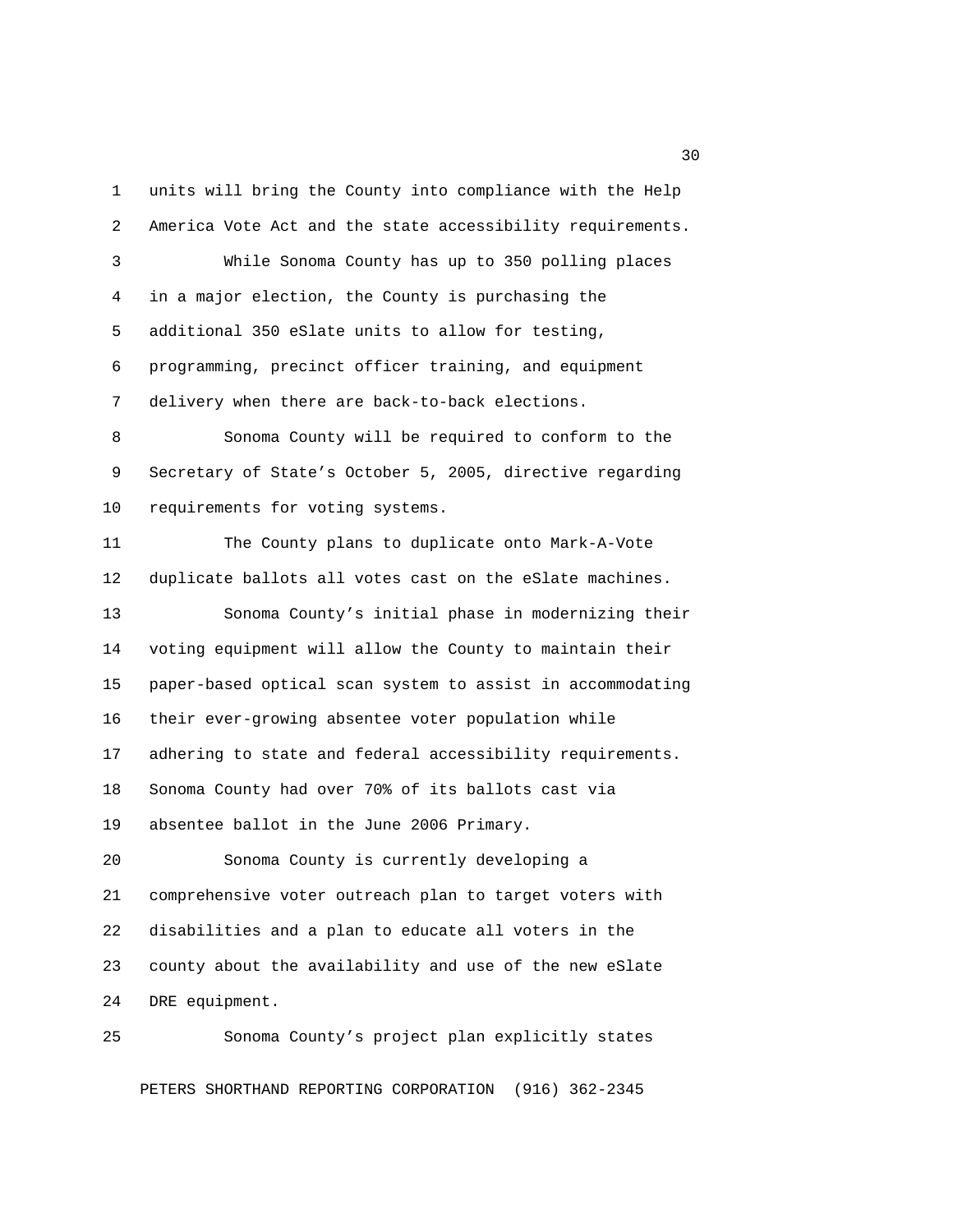units will bring the County into compliance with the Help America Vote Act and the state accessibility requirements.

While Sonoma County has up to 350 polling places in a major election, the County is purchasing the additional 350 eSlate units to allow for testing, programming, precinct officer training, and equipment delivery when there are back-to-back elections.

Sonoma County will be required to conform to the Secretary of State's October 5, 2005, directive regarding requirements for voting systems.

The County plans to duplicate onto Mark-A-Vote duplicate ballots all votes cast on the eSlate machines.

Sonoma County's initial phase in modernizing their voting equipment will allow the County to maintain their paper-based optical scan system to assist in accommodating their ever-growing absentee voter population while adhering to state and federal accessibility requirements. Sonoma County had over 70% of its ballots cast via absentee ballot in the June 2006 Primary.

Sonoma County is currently developing a comprehensive voter outreach plan to target voters with disabilities and a plan to educate all voters in the county about the availability and use of the new eSlate DRE equipment.

Sonoma County's project plan explicitly states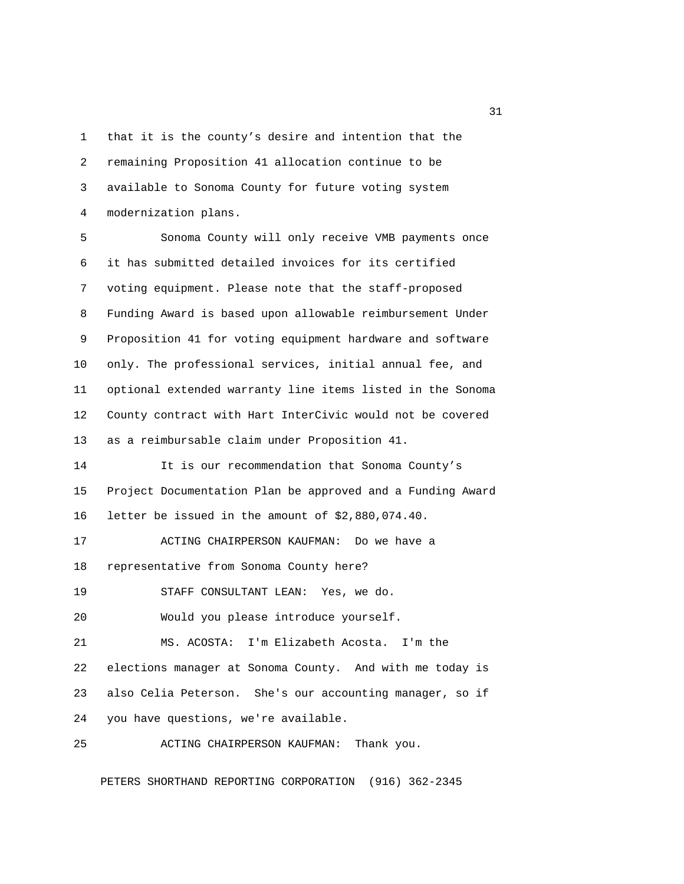that it is the county's desire and intention that the remaining Proposition 41 allocation continue to be available to Sonoma County for future voting system modernization plans.

Sonoma County will only receive VMB payments once it has submitted detailed invoices for its certified voting equipment. Please note that the staff-proposed Funding Award is based upon allowable reimbursement Under Proposition 41 for voting equipment hardware and software only. The professional services, initial annual fee, and optional extended warranty line items listed in the Sonoma County contract with Hart InterCivic would not be covered as a reimbursable claim under Proposition 41.

It is our recommendation that Sonoma County's Project Documentation Plan be approved and a Funding Award letter be issued in the amount of $2,880,074.40.

ACTING CHAIRPERSON KAUFMAN: Do we have a representative from Sonoma County here?

STAFF CONSULTANT LEAN: Yes, we do.

Would you please introduce yourself.

MS. ACOSTA: I'm Elizabeth Acosta. I'm the elections manager at Sonoma County. And with me today is also Celia Peterson. She's our accounting manager, so if you have questions, we're available.

ACTING CHAIRPERSON KAUFMAN: Thank you.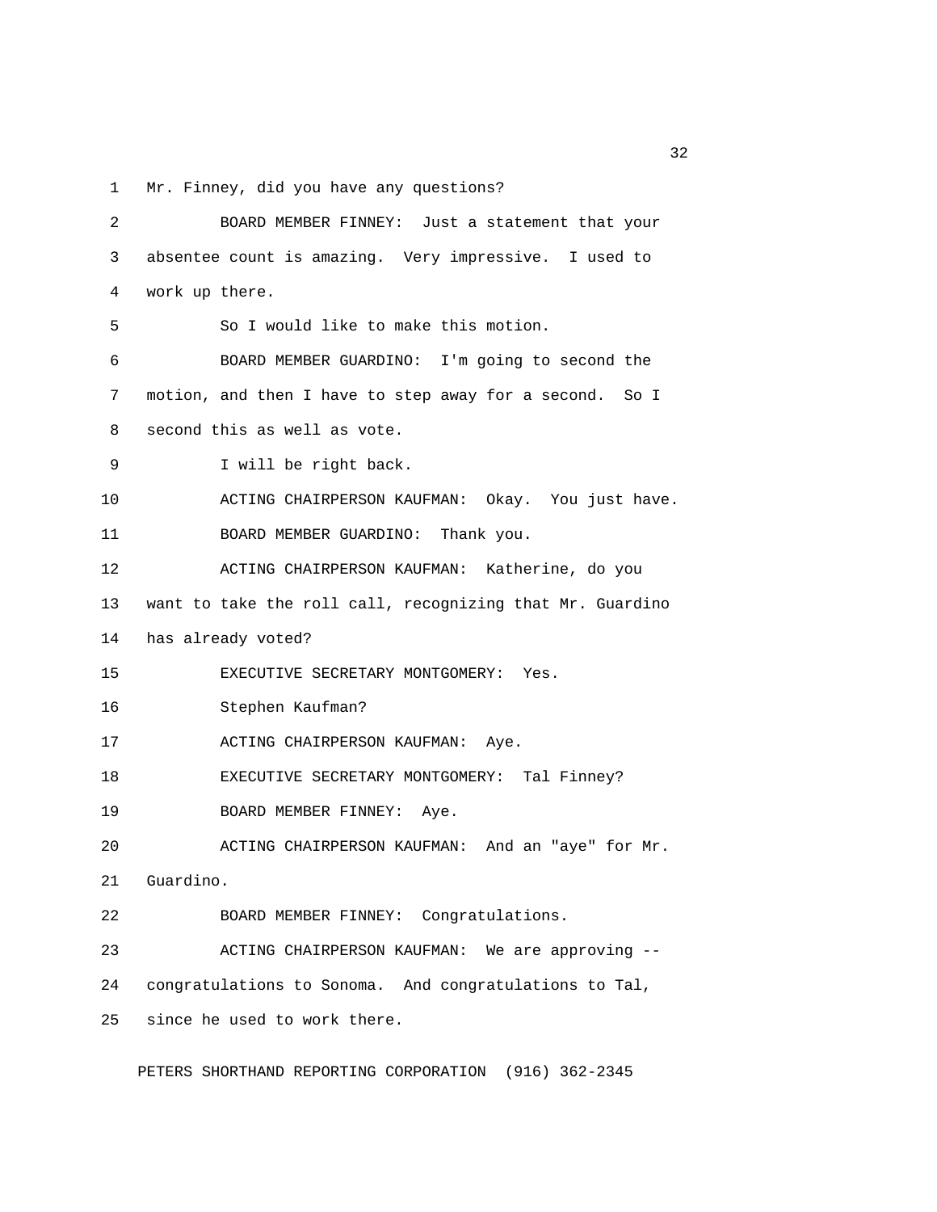Mr. Finney, did you have any questions?

BOARD MEMBER FINNEY: Just a statement that your absentee count is amazing. Very impressive. I used to work up there.

So I would like to make this motion.

BOARD MEMBER GUARDINO: I'm going to second the motion, and then I have to step away for a second. So I second this as well as vote.

I will be right back.

ACTING CHAIRPERSON KAUFMAN: Okay. You just have.

BOARD MEMBER GUARDINO: Thank you.

ACTING CHAIRPERSON KAUFMAN: Katherine, do you want to take the roll call, recognizing that Mr. Guardino has already voted?

EXECUTIVE SECRETARY MONTGOMERY: Yes.

Stephen Kaufman?

ACTING CHAIRPERSON KAUFMAN: Aye.

EXECUTIVE SECRETARY MONTGOMERY: Tal Finney?

BOARD MEMBER FINNEY: Aye.

ACTING CHAIRPERSON KAUFMAN: And an "aye" for Mr. Guardino.

BOARD MEMBER FINNEY: Congratulations.

ACTING CHAIRPERSON KAUFMAN: We are approving -- congratulations to Sonoma. And congratulations to Tal, since he used to work there.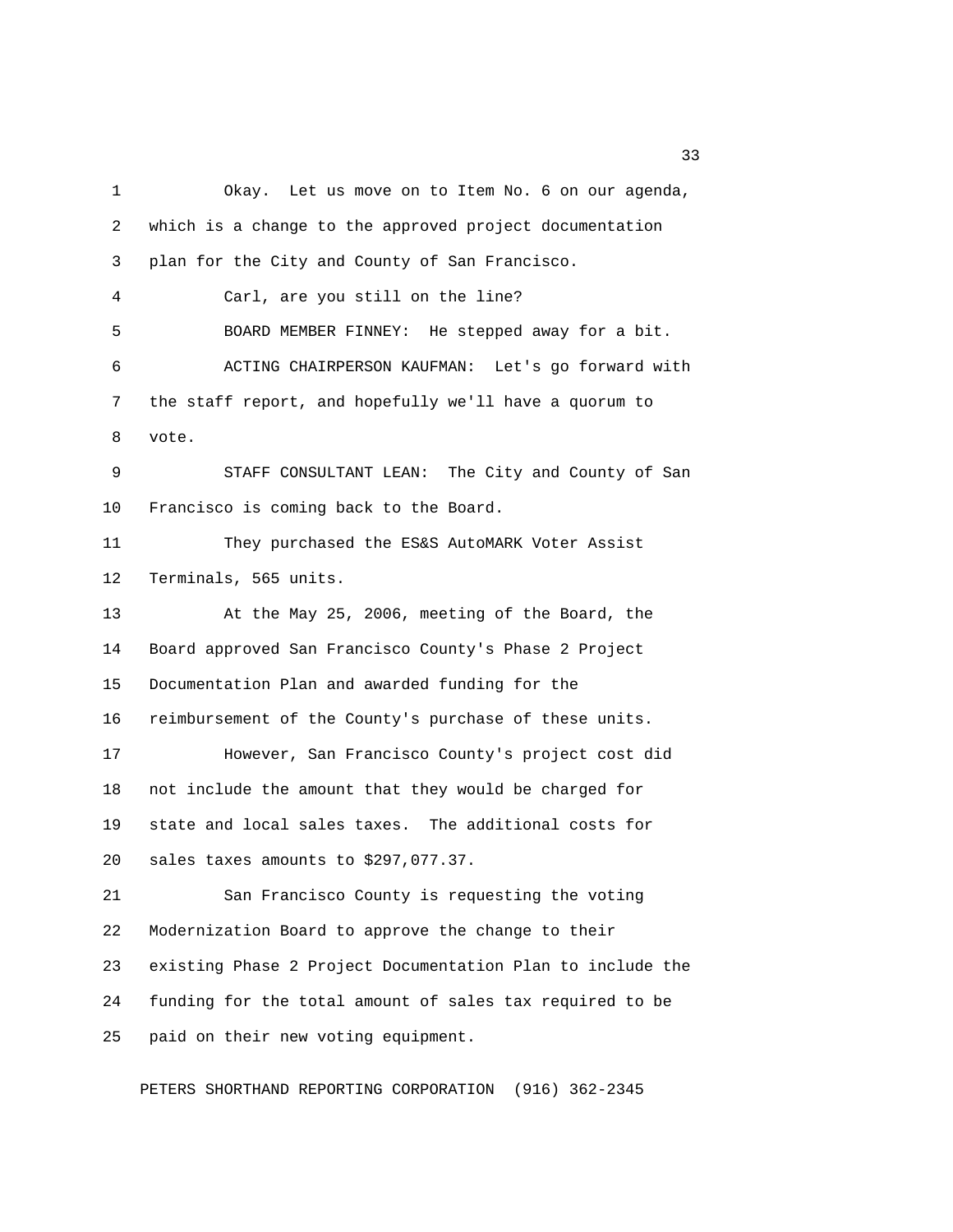Okay. Let us move on to Item No. 6 on our agenda, which is a change to the approved project documentation plan for the City and County of San Francisco.

Carl, are you still on the line?

BOARD MEMBER FINNEY: He stepped away for a bit.

ACTING CHAIRPERSON KAUFMAN: Let's go forward with the staff report, and hopefully we'll have a quorum to vote.

STAFF CONSULTANT LEAN: The City and County of San Francisco is coming back to the Board.

They purchased the ES&S AutoMARK Voter Assist Terminals, 565 units.

At the May 25, 2006, meeting of the Board, the Board approved San Francisco County's Phase 2 Project Documentation Plan and awarded funding for the reimbursement of the County's purchase of these units.

However, San Francisco County's project cost did not include the amount that they would be charged for state and local sales taxes. The additional costs for sales taxes amounts to $297,077.37.

San Francisco County is requesting the voting Modernization Board to approve the change to their existing Phase 2 Project Documentation Plan to include the funding for the total amount of sales tax required to be paid on their new voting equipment.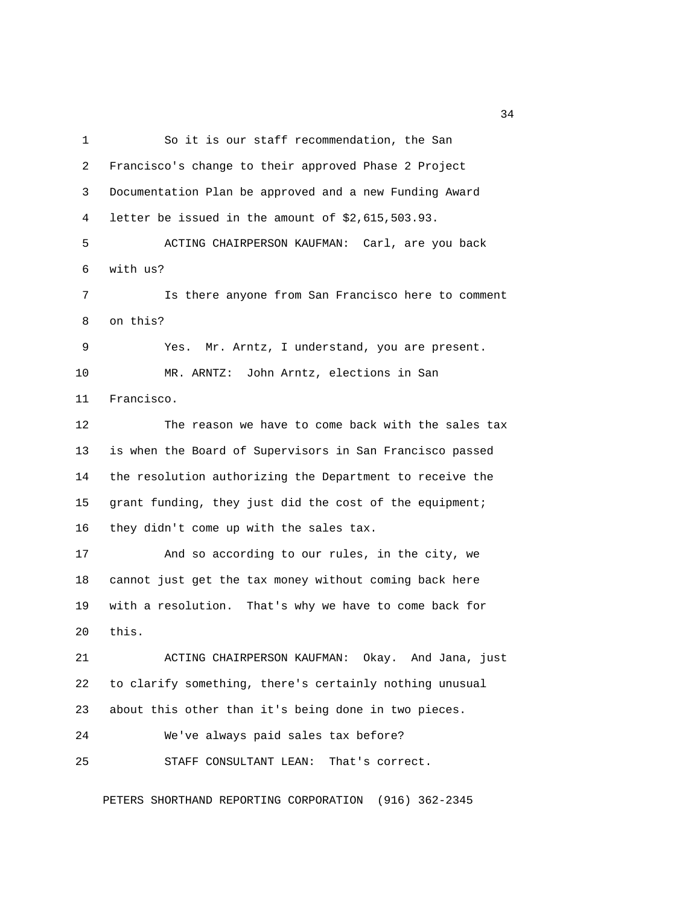So it is our staff recommendation, the San Francisco's change to their approved Phase 2 Project Documentation Plan be approved and a new Funding Award letter be issued in the amount of $2,615,503.93.

ACTING CHAIRPERSON KAUFMAN: Carl, are you back with us?

Is there anyone from San Francisco here to comment on this?

Yes. Mr. Arntz, I understand, you are present.

MR. ARNTZ: John Arntz, elections in San Francisco.

The reason we have to come back with the sales tax is when the Board of Supervisors in San Francisco passed the resolution authorizing the Department to receive the grant funding, they just did the cost of the equipment; they didn't come up with the sales tax.

And so according to our rules, in the city, we cannot just get the tax money without coming back here with a resolution. That's why we have to come back for this.

ACTING CHAIRPERSON KAUFMAN: Okay. And Jana, just to clarify something, there's certainly nothing unusual about this other than it's being done in two pieces.

We've always paid sales tax before?

STAFF CONSULTANT LEAN: That's correct.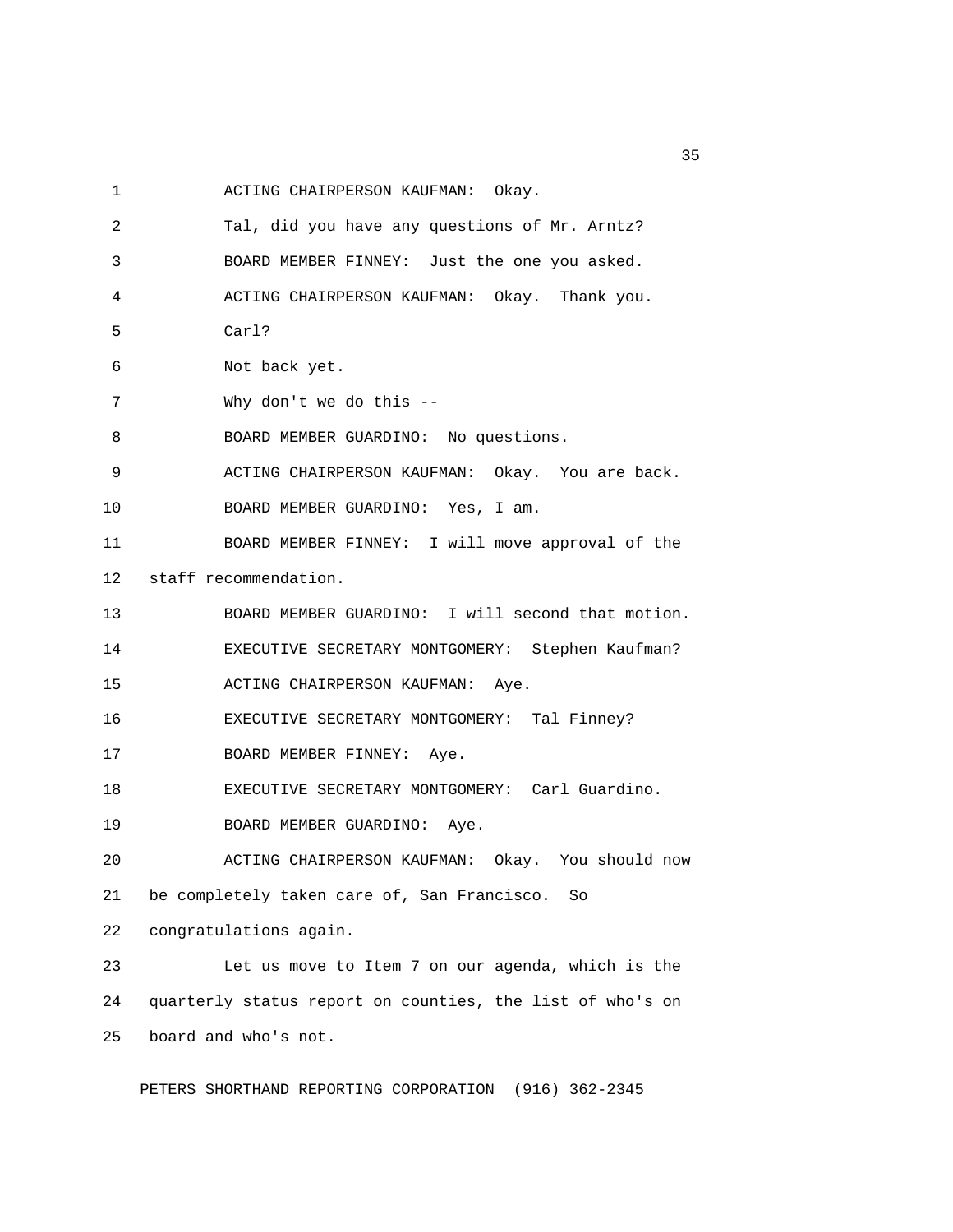ACTING CHAIRPERSON KAUFMAN: Okay.

Tal, did you have any questions of Mr. Arntz?

BOARD MEMBER FINNEY: Just the one you asked.

ACTING CHAIRPERSON KAUFMAN: Okay. Thank you.

Carl?

Not back yet.

Why don't we do this --

BOARD MEMBER GUARDINO: No questions.

ACTING CHAIRPERSON KAUFMAN: Okay. You are back.

BOARD MEMBER GUARDINO: Yes, I am.

BOARD MEMBER FINNEY: I will move approval of the staff recommendation.

BOARD MEMBER GUARDINO: I will second that motion.

EXECUTIVE SECRETARY MONTGOMERY: Stephen Kaufman?

ACTING CHAIRPERSON KAUFMAN: Aye.

EXECUTIVE SECRETARY MONTGOMERY: Tal Finney?

BOARD MEMBER FINNEY: Aye.

EXECUTIVE SECRETARY MONTGOMERY: Carl Guardino.

BOARD MEMBER GUARDINO: Aye.

ACTING CHAIRPERSON KAUFMAN: Okay. You should now be completely taken care of, San Francisco. So congratulations again.

Let us move to Item 7 on our agenda, which is the quarterly status report on counties, the list of who's on board and who's not.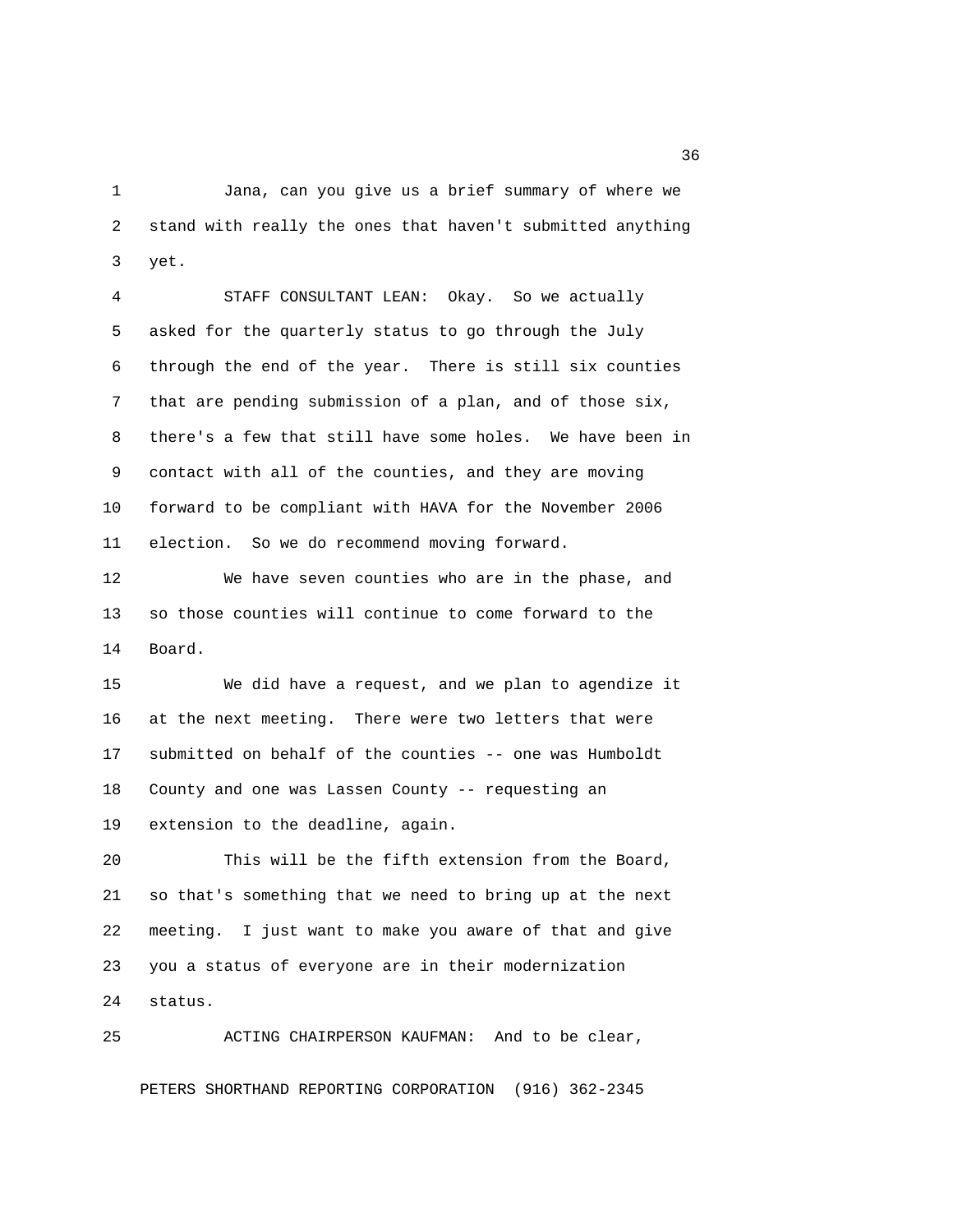Jana, can you give us a brief summary of where we stand with really the ones that haven't submitted anything yet.

STAFF CONSULTANT LEAN: Okay. So we actually asked for the quarterly status to go through the July through the end of the year. There is still six counties that are pending submission of a plan, and of those six, there's a few that still have some holes. We have been in contact with all of the counties, and they are moving forward to be compliant with HAVA for the November 2006 election. So we do recommend moving forward.

We have seven counties who are in the phase, and so those counties will continue to come forward to the Board.

We did have a request, and we plan to agendize it at the next meeting. There were two letters that were submitted on behalf of the counties -- one was Humboldt County and one was Lassen County -- requesting an extension to the deadline, again.

This will be the fifth extension from the Board, so that's something that we need to bring up at the next meeting. I just want to make you aware of that and give you a status of everyone are in their modernization status.

ACTING CHAIRPERSON KAUFMAN: And to be clear,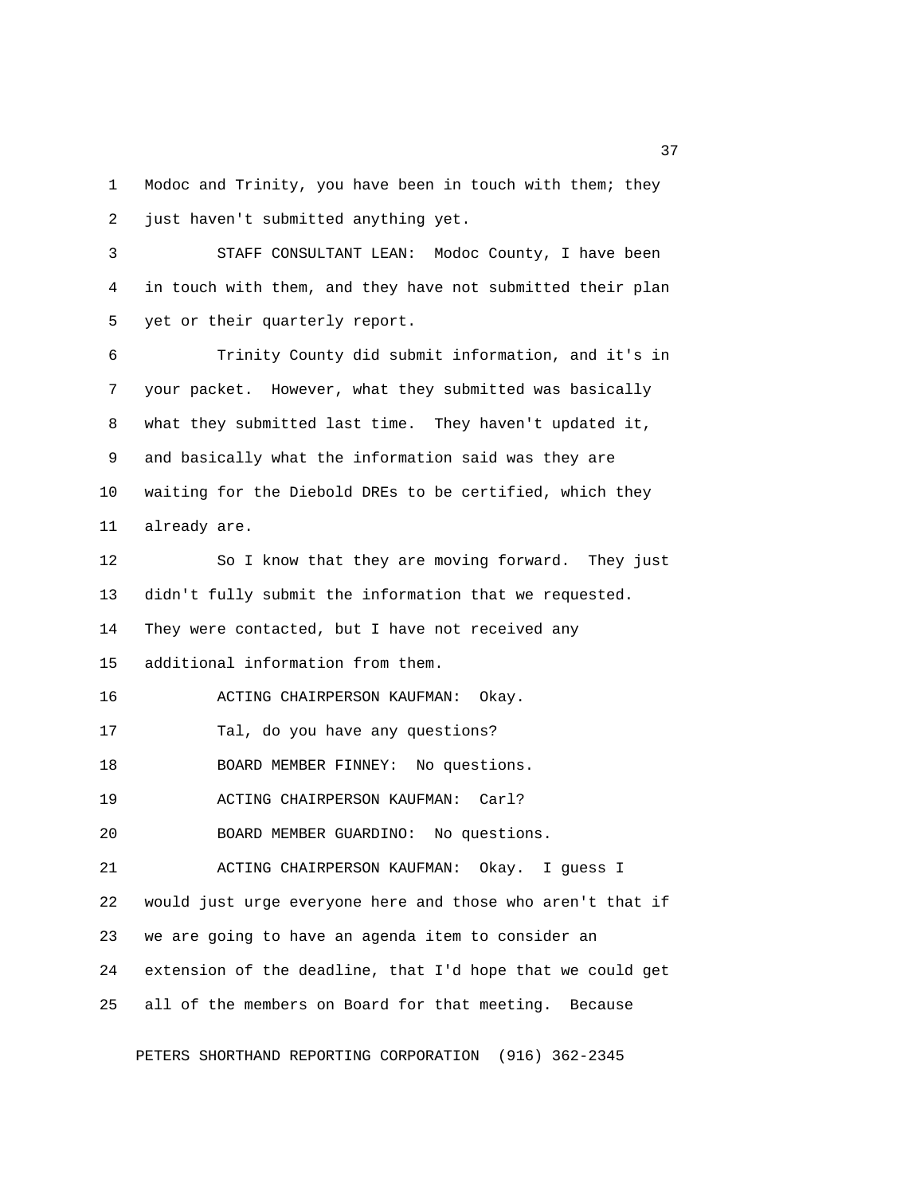Modoc and Trinity, you have been in touch with them; they just haven't submitted anything yet.

STAFF CONSULTANT LEAN: Modoc County, I have been in touch with them, and they have not submitted their plan yet or their quarterly report.

Trinity County did submit information, and it's in your packet. However, what they submitted was basically what they submitted last time. They haven't updated it, and basically what the information said was they are waiting for the Diebold DREs to be certified, which they already are.

So I know that they are moving forward. They just didn't fully submit the information that we requested. They were contacted, but I have not received any additional information from them.

ACTING CHAIRPERSON KAUFMAN: Okay.

Tal, do you have any questions?

BOARD MEMBER FINNEY: No questions.

ACTING CHAIRPERSON KAUFMAN: Carl?

BOARD MEMBER GUARDINO: No questions.

ACTING CHAIRPERSON KAUFMAN: Okay. I guess I would just urge everyone here and those who aren't that if we are going to have an agenda item to consider an extension of the deadline, that I'd hope that we could get all of the members on Board for that meeting. Because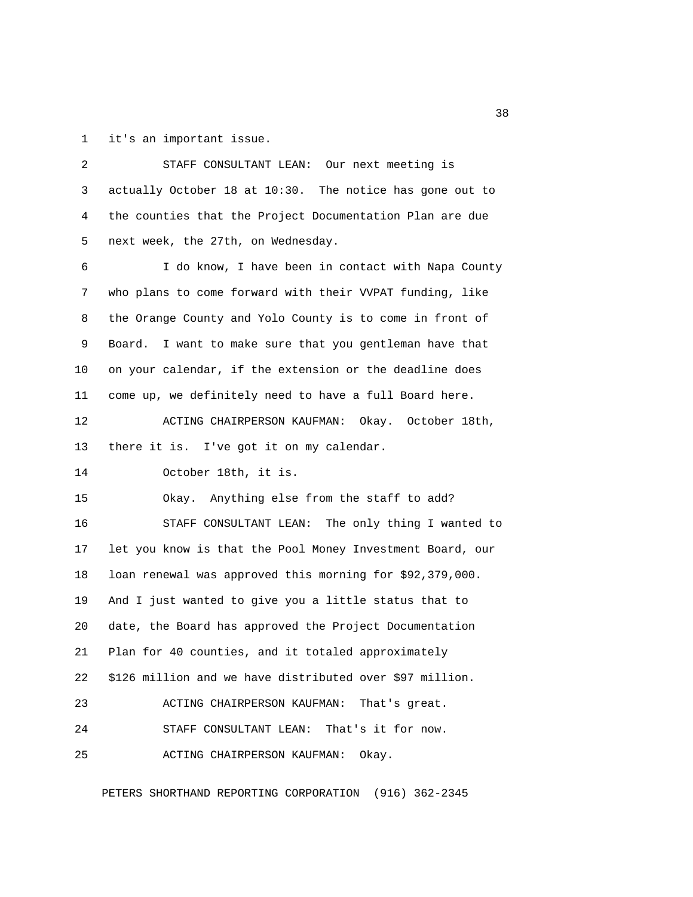it's an important issue.

STAFF CONSULTANT LEAN: Our next meeting is actually October 18 at 10:30. The notice has gone out to the counties that the Project Documentation Plan are due next week, the 27th, on Wednesday.

I do know, I have been in contact with Napa County who plans to come forward with their VVPAT funding, like the Orange County and Yolo County is to come in front of Board. I want to make sure that you gentleman have that on your calendar, if the extension or the deadline does come up, we definitely need to have a full Board here.

ACTING CHAIRPERSON KAUFMAN: Okay. October 18th, there it is. I've got it on my calendar.

October 18th, it is.

Okay. Anything else from the staff to add?

STAFF CONSULTANT LEAN: The only thing I wanted to let you know is that the Pool Money Investment Board, our loan renewal was approved this morning for $92,379,000. And I just wanted to give you a little status that to date, the Board has approved the Project Documentation Plan for 40 counties, and it totaled approximately $126 million and we have distributed over $97 million.

ACTING CHAIRPERSON KAUFMAN: That's great.

STAFF CONSULTANT LEAN: That's it for now.

ACTING CHAIRPERSON KAUFMAN: Okay.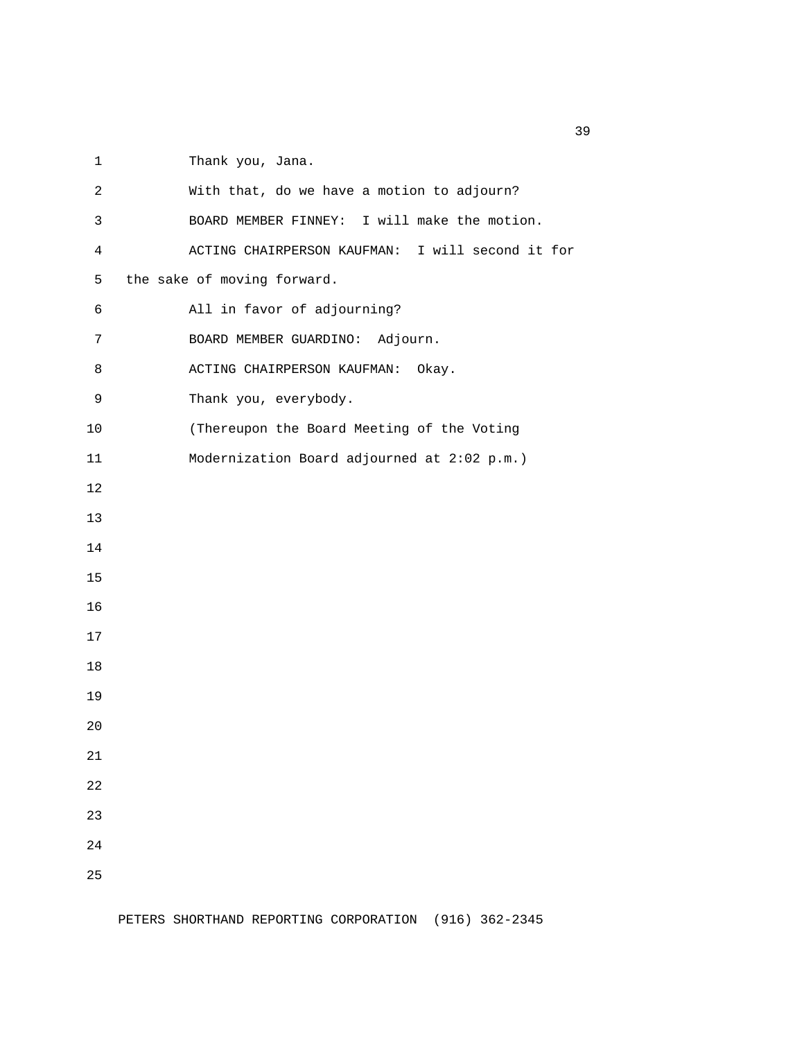Thank you, Jana.

With that, do we have a motion to adjourn?

BOARD MEMBER FINNEY: I will make the motion.

ACTING CHAIRPERSON KAUFMAN: I will second it for the sake of moving forward.

All in favor of adjourning?

BOARD MEMBER GUARDINO: Adjourn.

ACTING CHAIRPERSON KAUFMAN: Okay.

Thank you, everybody.

(Thereupon the Board Meeting of the Voting Modernization Board adjourned at 2:02 p.m.)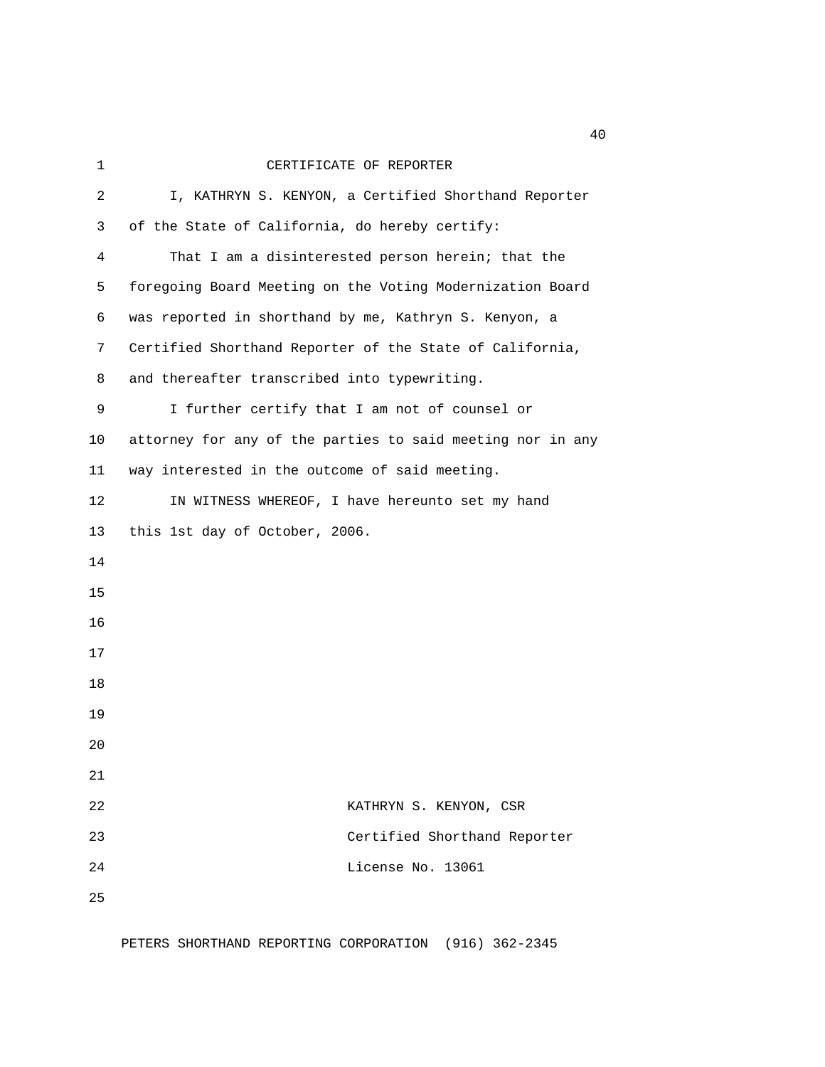# CERTIFICATE OF REPORTER

I, KATHRYN S. KENYON, a Certified Shorthand Reporter of the State of California, do hereby certify:

That I am a disinterested person herein; that the foregoing Board Meeting on the Voting Modernization Board was reported in shorthand by me, Kathryn S. Kenyon, a Certified Shorthand Reporter of the State of California, and thereafter transcribed into typewriting.

I further certify that I am not of counsel or attorney for any of the parties to said meeting nor in any way interested in the outcome of said meeting.

IN WITNESS WHEREOF, I have hereunto set my hand this 1st day of October, 2006.

KATHRYN S. KENYON, CSR
Certified Shorthand Reporter
License No. 13061